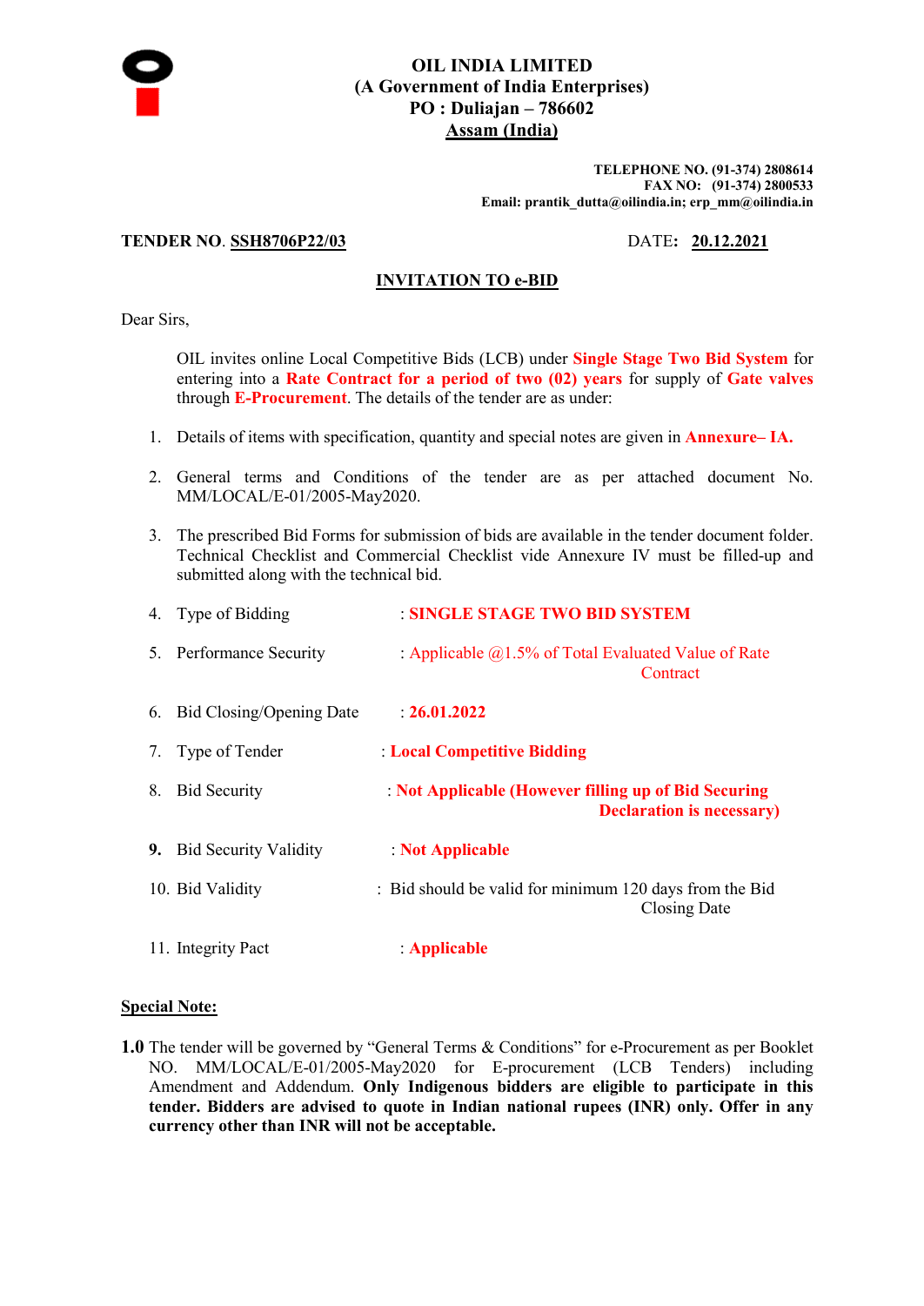# OIL INDIA LIMITED
**(A Government of India Enterprises)**
**PO : Duliajan – 786602**
**Assam (India)**

**TELEPHONE NO. (91-374) 2808614**
**FAX NO: (91-374) 2800533**
**Email: prantik_dutta@oilindia.in; erp_mm@oilindia.in**

**TENDER NO. SSH8706P22/03** DATE**: 20.12.2021**

## INVITATION TO e-BID

Dear Sirs,

OIL invites online Local Competitive Bids (LCB) under **Single Stage Two Bid System** for entering into a **Rate Contract for a period of two (02) years** for supply of **Gate valves** through **E-Procurement**. The details of the tender are as under:

1. Details of items with specification, quantity and special notes are given in **Annexure– IA.**
2. General terms and Conditions of the tender are as per attached document No. MM/LOCAL/E-01/2005-May2020.
3. The prescribed Bid Forms for submission of bids are available in the tender document folder. Technical Checklist and Commercial Checklist vide Annexure IV must be filled-up and submitted along with the technical bid.
4. Type of Bidding : **SINGLE STAGE TWO BID SYSTEM**
5. Performance Security : Applicable @1.5% of Total Evaluated Value of Rate Contract
6. Bid Closing/Opening Date : **26.01.2022**
7. Type of Tender : **Local Competitive Bidding**
8. Bid Security : **Not Applicable (However filling up of Bid Securing Declaration is necessary)**
9. Bid Security Validity : **Not Applicable**
10. Bid Validity : Bid should be valid for minimum 120 days from the Bid Closing Date
11. Integrity Pact : **Applicable**

**Special Note:**

**1.0** The tender will be governed by "General Terms & Conditions" for e-Procurement as per Booklet NO. MM/LOCAL/E-01/2005-May2020 for E-procurement (LCB Tenders) including Amendment and Addendum. **Only Indigenous bidders are eligible to participate in this tender. Bidders are advised to quote in Indian national rupees (INR) only. Offer in any currency other than INR will not be acceptable.**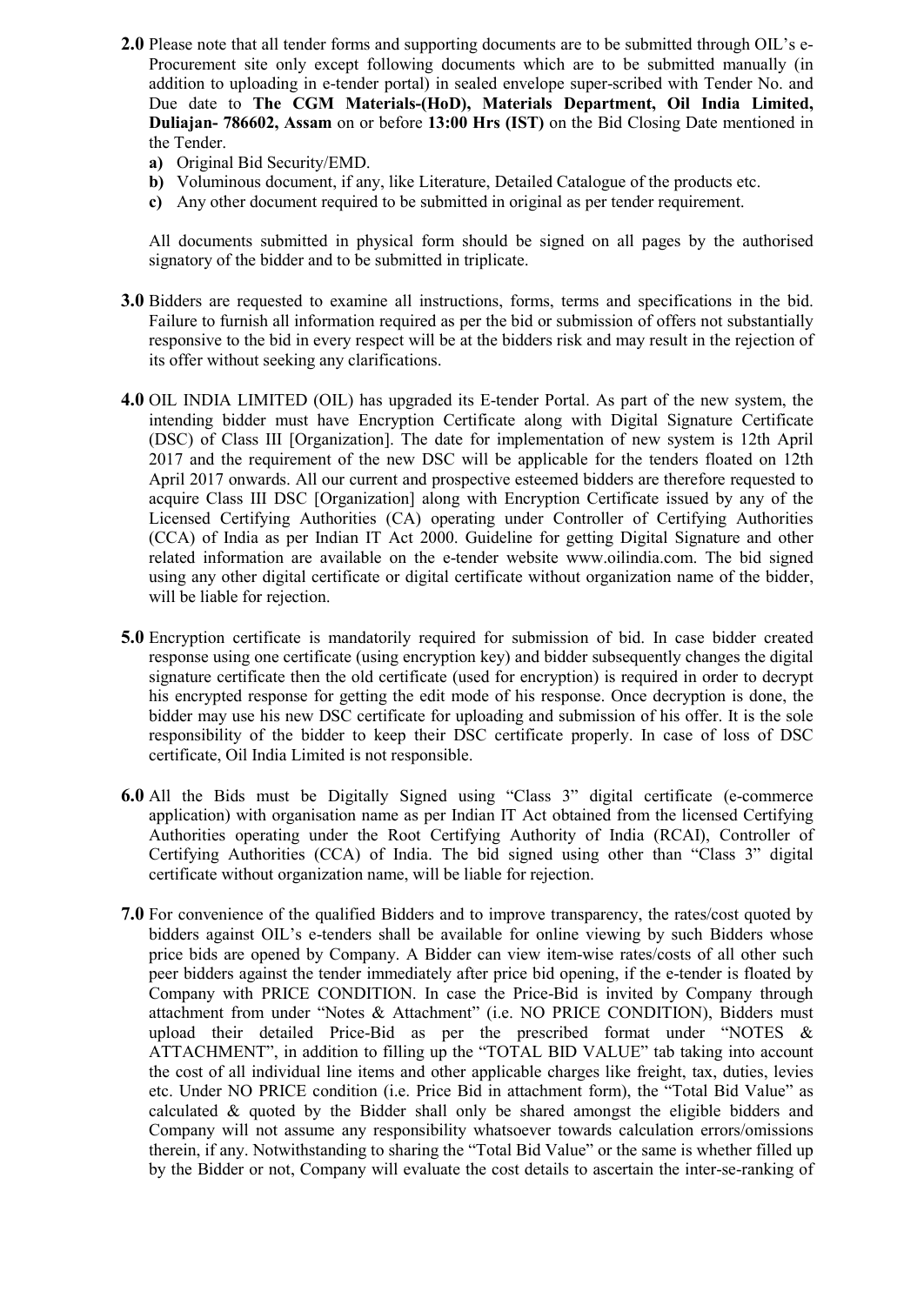**2.0** Please note that all tender forms and supporting documents are to be submitted through OIL's e-Procurement site only except following documents which are to be submitted manually (in addition to uploading in e-tender portal) in sealed envelope super-scribed with Tender No. and Due date to **The CGM Materials-(HoD), Materials Department, Oil India Limited, Duliajan- 786602, Assam** on or before **13:00 Hrs (IST)** on the Bid Closing Date mentioned in the Tender.

**a)** Original Bid Security/EMD.

**b)** Voluminous document, if any, like Literature, Detailed Catalogue of the products etc.

**c)** Any other document required to be submitted in original as per tender requirement.

All documents submitted in physical form should be signed on all pages by the authorised signatory of the bidder and to be submitted in triplicate.

**3.0** Bidders are requested to examine all instructions, forms, terms and specifications in the bid. Failure to furnish all information required as per the bid or submission of offers not substantially responsive to the bid in every respect will be at the bidders risk and may result in the rejection of its offer without seeking any clarifications.

**4.0** OIL INDIA LIMITED (OIL) has upgraded its E-tender Portal. As part of the new system, the intending bidder must have Encryption Certificate along with Digital Signature Certificate (DSC) of Class III [Organization]. The date for implementation of new system is 12th April 2017 and the requirement of the new DSC will be applicable for the tenders floated on 12th April 2017 onwards. All our current and prospective esteemed bidders are therefore requested to acquire Class III DSC [Organization] along with Encryption Certificate issued by any of the Licensed Certifying Authorities (CA) operating under Controller of Certifying Authorities (CCA) of India as per Indian IT Act 2000. Guideline for getting Digital Signature and other related information are available on the e-tender website www.oilindia.com. The bid signed using any other digital certificate or digital certificate without organization name of the bidder, will be liable for rejection.

**5.0** Encryption certificate is mandatorily required for submission of bid. In case bidder created response using one certificate (using encryption key) and bidder subsequently changes the digital signature certificate then the old certificate (used for encryption) is required in order to decrypt his encrypted response for getting the edit mode of his response. Once decryption is done, the bidder may use his new DSC certificate for uploading and submission of his offer. It is the sole responsibility of the bidder to keep their DSC certificate properly. In case of loss of DSC certificate, Oil India Limited is not responsible.

**6.0** All the Bids must be Digitally Signed using "Class 3" digital certificate (e-commerce application) with organisation name as per Indian IT Act obtained from the licensed Certifying Authorities operating under the Root Certifying Authority of India (RCAI), Controller of Certifying Authorities (CCA) of India. The bid signed using other than "Class 3" digital certificate without organization name, will be liable for rejection.

**7.0** For convenience of the qualified Bidders and to improve transparency, the rates/cost quoted by bidders against OIL's e-tenders shall be available for online viewing by such Bidders whose price bids are opened by Company. A Bidder can view item-wise rates/costs of all other such peer bidders against the tender immediately after price bid opening, if the e-tender is floated by Company with PRICE CONDITION. In case the Price-Bid is invited by Company through attachment from under "Notes & Attachment" (i.e. NO PRICE CONDITION), Bidders must upload their detailed Price-Bid as per the prescribed format under "NOTES & ATTACHMENT", in addition to filling up the "TOTAL BID VALUE" tab taking into account the cost of all individual line items and other applicable charges like freight, tax, duties, levies etc. Under NO PRICE condition (i.e. Price Bid in attachment form), the "Total Bid Value" as calculated & quoted by the Bidder shall only be shared amongst the eligible bidders and Company will not assume any responsibility whatsoever towards calculation errors/omissions therein, if any. Notwithstanding to sharing the "Total Bid Value" or the same is whether filled up by the Bidder or not, Company will evaluate the cost details to ascertain the inter-se-ranking of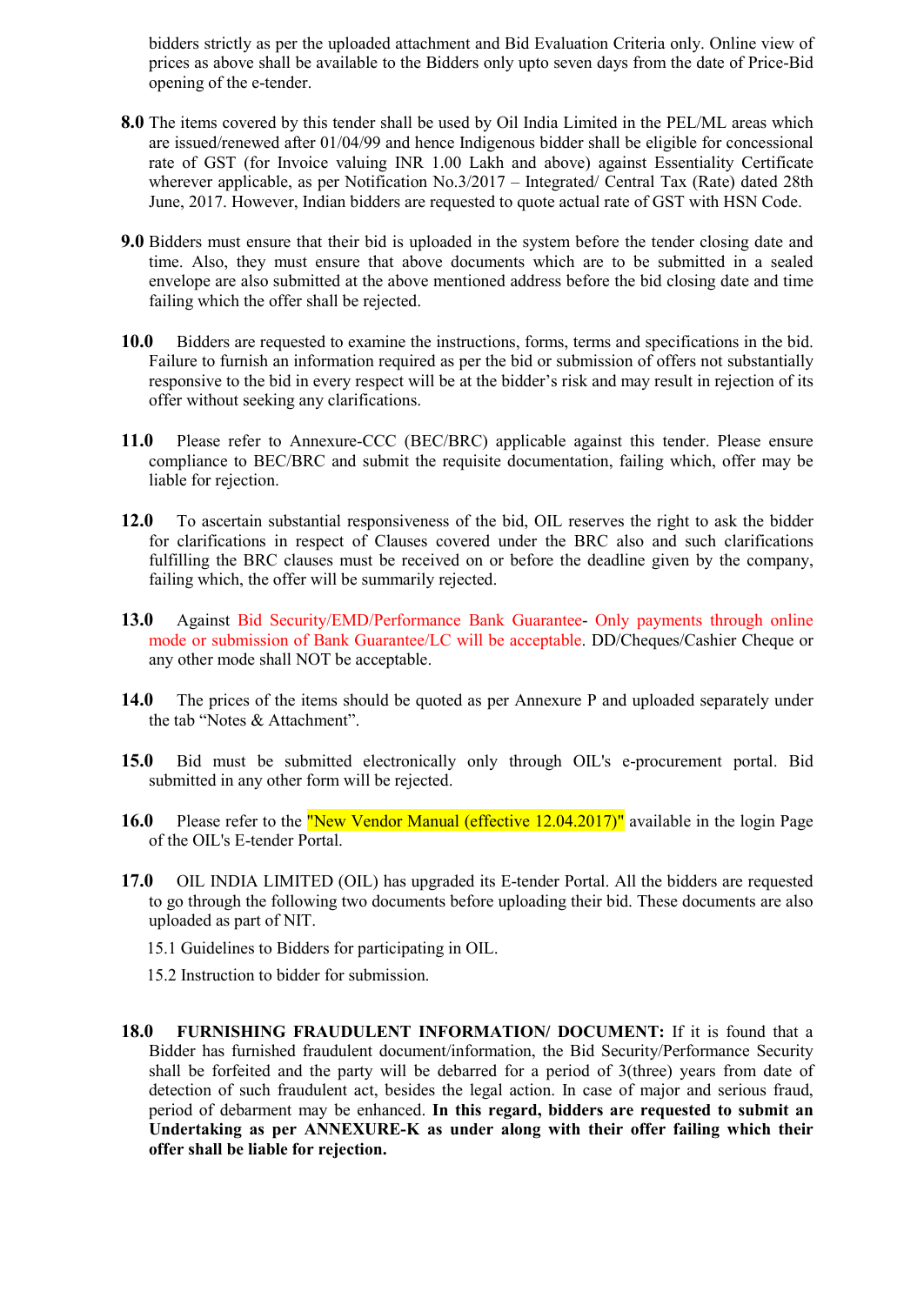bidders strictly as per the uploaded attachment and Bid Evaluation Criteria only. Online view of prices as above shall be available to the Bidders only upto seven days from the date of Price-Bid opening of the e-tender.

**8.0** The items covered by this tender shall be used by Oil India Limited in the PEL/ML areas which are issued/renewed after 01/04/99 and hence Indigenous bidder shall be eligible for concessional rate of GST (for Invoice valuing INR 1.00 Lakh and above) against Essentiality Certificate wherever applicable, as per Notification No.3/2017 – Integrated/ Central Tax (Rate) dated 28th June, 2017. However, Indian bidders are requested to quote actual rate of GST with HSN Code.

**9.0** Bidders must ensure that their bid is uploaded in the system before the tender closing date and time. Also, they must ensure that above documents which are to be submitted in a sealed envelope are also submitted at the above mentioned address before the bid closing date and time failing which the offer shall be rejected.

**10.0** Bidders are requested to examine the instructions, forms, terms and specifications in the bid. Failure to furnish an information required as per the bid or submission of offers not substantially responsive to the bid in every respect will be at the bidder's risk and may result in rejection of its offer without seeking any clarifications.

**11.0** Please refer to Annexure-CCC (BEC/BRC) applicable against this tender. Please ensure compliance to BEC/BRC and submit the requisite documentation, failing which, offer may be liable for rejection.

**12.0** To ascertain substantial responsiveness of the bid, OIL reserves the right to ask the bidder for clarifications in respect of Clauses covered under the BRC also and such clarifications fulfilling the BRC clauses must be received on or before the deadline given by the company, failing which, the offer will be summarily rejected.

**13.0** Against Bid Security/EMD/Performance Bank Guarantee- Only payments through online mode or submission of Bank Guarantee/LC will be acceptable. DD/Cheques/Cashier Cheque or any other mode shall NOT be acceptable.

**14.0** The prices of the items should be quoted as per Annexure P and uploaded separately under the tab "Notes & Attachment".

**15.0** Bid must be submitted electronically only through OIL's e-procurement portal. Bid submitted in any other form will be rejected.

**16.0** Please refer to the "New Vendor Manual (effective 12.04.2017)" available in the login Page of the OIL's E-tender Portal.

**17.0** OIL INDIA LIMITED (OIL) has upgraded its E-tender Portal. All the bidders are requested to go through the following two documents before uploading their bid. These documents are also uploaded as part of NIT.

15.1 Guidelines to Bidders for participating in OIL.

15.2 Instruction to bidder for submission.

**18.0** **FURNISHING FRAUDULENT INFORMATION/ DOCUMENT:** If it is found that a Bidder has furnished fraudulent document/information, the Bid Security/Performance Security shall be forfeited and the party will be debarred for a period of 3(three) years from date of detection of such fraudulent act, besides the legal action. In case of major and serious fraud, period of debarment may be enhanced. **In this regard, bidders are requested to submit an Undertaking as per ANNEXURE-K as under along with their offer failing which their offer shall be liable for rejection.**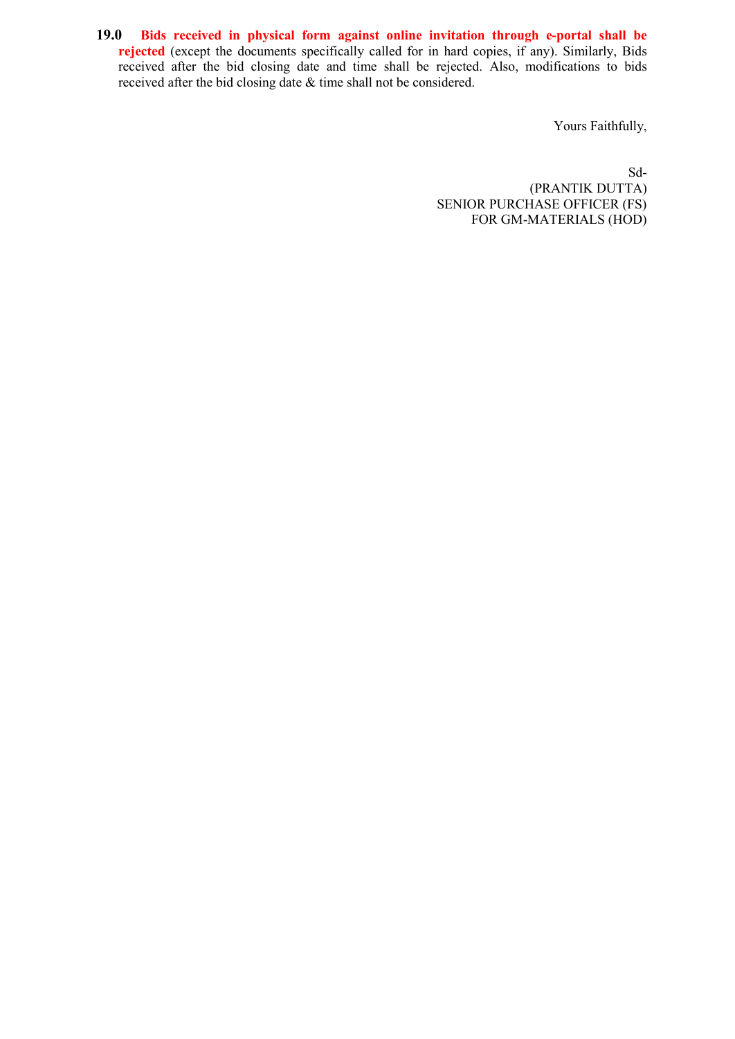**19.0** **Bids received in physical form against online invitation through e-portal shall be rejected** (except the documents specifically called for in hard copies, if any). Similarly, Bids received after the bid closing date and time shall be rejected. Also, modifications to bids received after the bid closing date & time shall not be considered.

Yours Faithfully,

Sd-
(PRANTIK DUTTA)
SENIOR PURCHASE OFFICER (FS)
FOR GM-MATERIALS (HOD)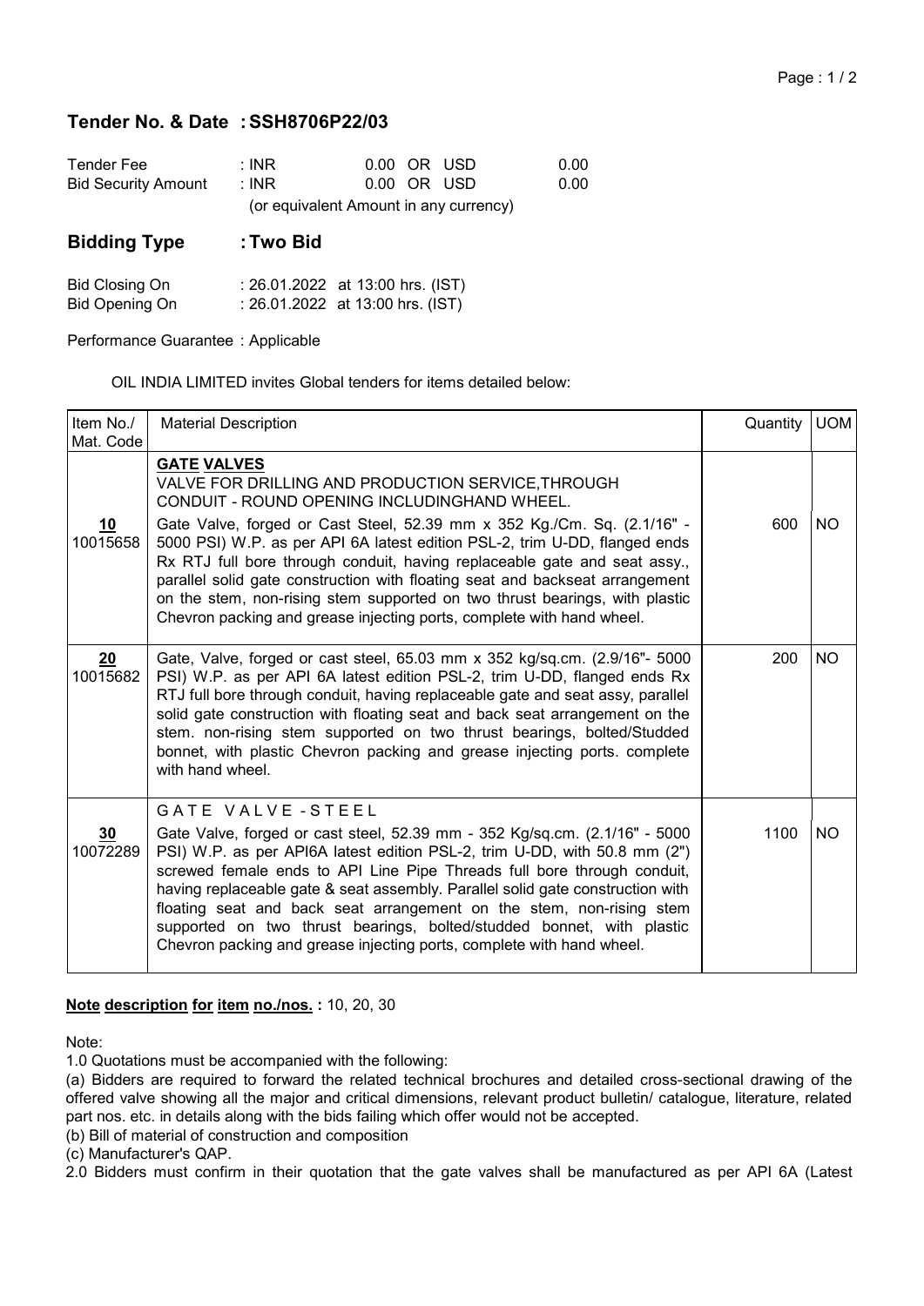## Tender No. & Date : SSH8706P22/03

| | | | | | |
|---|---|---|---|---|---|
| Tender Fee | : INR | 0.00 | OR | USD | 0.00 |
| Bid Security Amount | : INR | 0.00 | OR | USD | 0.00 |
| | (or equivalent Amount in any currency) | | | | |

## Bidding Type : Two Bid

Bid Closing On : 26.01.2022 at 13:00 hrs. (IST)
Bid Opening On : 26.01.2022 at 13:00 hrs. (IST)

Performance Guarantee : Applicable

OIL INDIA LIMITED invites Global tenders for items detailed below:

| Item No./ Mat. Code | Material Description | Quantity | UOM |
|---|---|---|---|
| **10** 10015658 | **GATE VALVES** VALVE FOR DRILLING AND PRODUCTION SERVICE,THROUGH CONDUIT - ROUND OPENING INCLUDINGHAND WHEEL. Gate Valve, forged or Cast Steel, 52.39 mm x 352 Kg./Cm. Sq. (2.1/16" - 5000 PSI) W.P. as per API 6A latest edition PSL-2, trim U-DD, flanged ends Rx RTJ full bore through conduit, having replaceable gate and seat assy., parallel solid gate construction with floating seat and backseat arrangement on the stem, non-rising stem supported on two thrust bearings, with plastic Chevron packing and grease injecting ports, complete with hand wheel. | 600 | NO |
| **20** 10015682 | Gate, Valve, forged or cast steel, 65.03 mm x 352 kg/sq.cm. (2.9/16"- 5000 PSI) W.P. as per API 6A latest edition PSL-2, trim U-DD, flanged ends Rx RTJ full bore through conduit, having replaceable gate and seat assy, parallel solid gate construction with floating seat and back seat arrangement on the stem. non-rising stem supported on two thrust bearings, bolted/Studded bonnet, with plastic Chevron packing and grease injecting ports. complete with hand wheel. | 200 | NO |
| **30** 10072289 | GATE VALVE - STEEL Gate Valve, forged or cast steel, 52.39 mm - 352 Kg/sq.cm. (2.1/16" - 5000 PSI) W.P. as per API6A latest edition PSL-2, trim U-DD, with 50.8 mm (2") screwed female ends to API Line Pipe Threads full bore through conduit, having replaceable gate & seat assembly. Parallel solid gate construction with floating seat and back seat arrangement on the stem, non-rising stem supported on two thrust bearings, bolted/studded bonnet, with plastic Chevron packing and grease injecting ports, complete with hand wheel. | 1100 | NO |

**Note description for item no./nos. :** 10, 20, 30

Note:

1.0 Quotations must be accompanied with the following:

(a) Bidders are required to forward the related technical brochures and detailed cross-sectional drawing of the offered valve showing all the major and critical dimensions, relevant product bulletin/ catalogue, literature, related part nos. etc. in details along with the bids failing which offer would not be accepted.

(b) Bill of material of construction and composition

(c) Manufacturer's QAP.

2.0 Bidders must confirm in their quotation that the gate valves shall be manufactured as per API 6A (Latest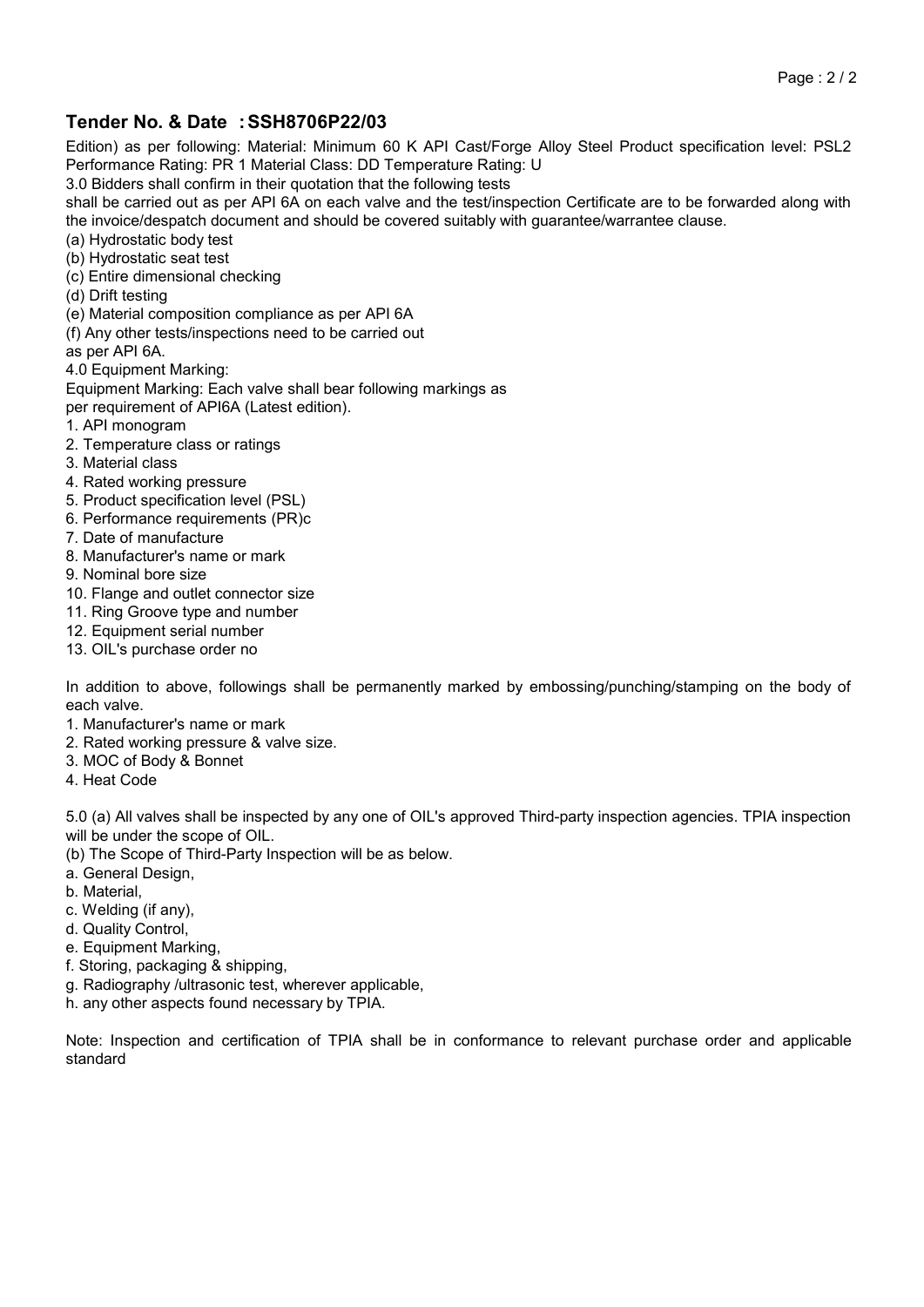## Tender No. & Date : SSH8706P22/03

Edition) as per following: Material: Minimum 60 K API Cast/Forge Alloy Steel Product specification level: PSL2 Performance Rating: PR 1 Material Class: DD Temperature Rating: U

3.0 Bidders shall confirm in their quotation that the following tests shall be carried out as per API 6A on each valve and the test/inspection Certificate are to be forwarded along with the invoice/despatch document and should be covered suitably with guarantee/warrantee clause.

(a) Hydrostatic body test
(b) Hydrostatic seat test
(c) Entire dimensional checking
(d) Drift testing
(e) Material composition compliance as per API 6A
(f) Any other tests/inspections need to be carried out as per API 6A.

4.0 Equipment Marking:

Equipment Marking: Each valve shall bear following markings as per requirement of API6A (Latest edition).

1. API monogram
2. Temperature class or ratings
3. Material class
4. Rated working pressure
5. Product specification level (PSL)
6. Performance requirements (PR)c
7. Date of manufacture
8. Manufacturer's name or mark
9. Nominal bore size
10. Flange and outlet connector size
11. Ring Groove type and number
12. Equipment serial number
13. OIL's purchase order no

In addition to above, followings shall be permanently marked by embossing/punching/stamping on the body of each valve.

1. Manufacturer's name or mark
2. Rated working pressure & valve size.
3. MOC of Body & Bonnet
4. Heat Code

5.0 (a) All valves shall be inspected by any one of OIL's approved Third-party inspection agencies. TPIA inspection will be under the scope of OIL.

(b) The Scope of Third-Party Inspection will be as below.

a. General Design,
b. Material,
c. Welding (if any),
d. Quality Control,
e. Equipment Marking,
f. Storing, packaging & shipping,
g. Radiography /ultrasonic test, wherever applicable,
h. any other aspects found necessary by TPIA.

Note: Inspection and certification of TPIA shall be in conformance to relevant purchase order and applicable standard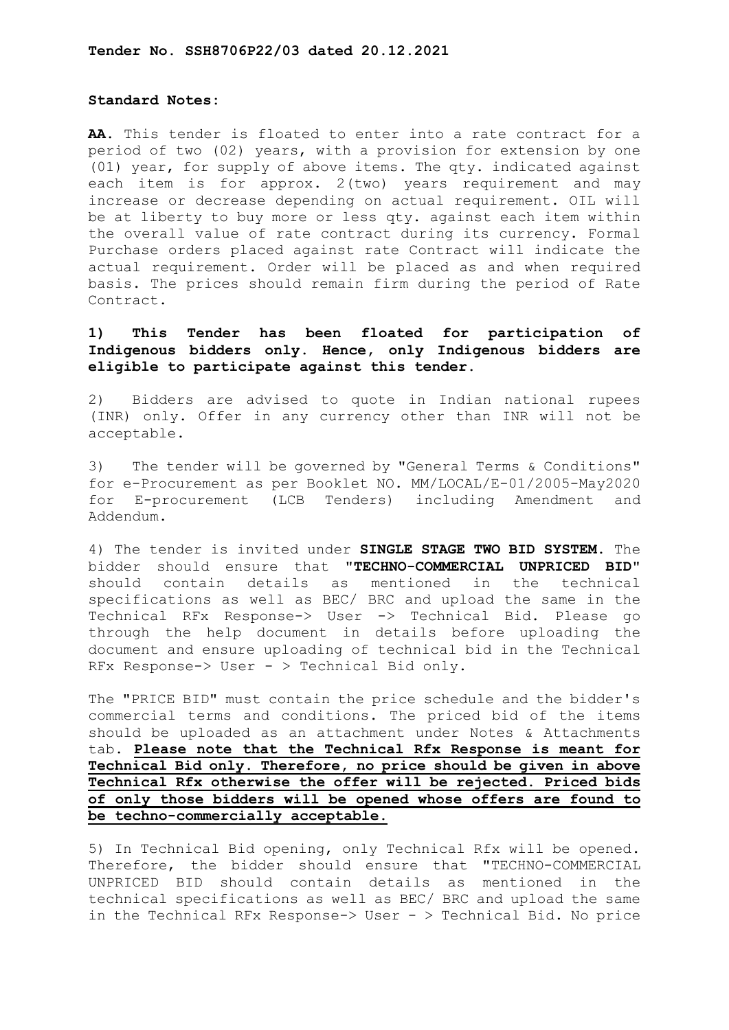**Tender No. SSH8706P22/03 dated 20.12.2021**

**Standard Notes:**

**AA.** This tender is floated to enter into a rate contract for a period of two (02) years, with a provision for extension by one (01) year, for supply of above items. The qty. indicated against each item is for approx. 2(two) years requirement and may increase or decrease depending on actual requirement. OIL will be at liberty to buy more or less qty. against each item within the overall value of rate contract during its currency. Formal Purchase orders placed against rate Contract will indicate the actual requirement. Order will be placed as and when required basis. The prices should remain firm during the period of Rate Contract.

**1) This Tender has been floated for participation of Indigenous bidders only. Hence, only Indigenous bidders are eligible to participate against this tender.**

2) Bidders are advised to quote in Indian national rupees (INR) only. Offer in any currency other than INR will not be acceptable.

3) The tender will be governed by "General Terms & Conditions" for e-Procurement as per Booklet NO. MM/LOCAL/E-01/2005-May2020 for E-procurement (LCB Tenders) including Amendment and Addendum.

4) The tender is invited under **SINGLE STAGE TWO BID SYSTEM**. The bidder should ensure that **"TECHNO-COMMERCIAL UNPRICED BID"** should contain details as mentioned in the technical specifications as well as BEC/ BRC and upload the same in the Technical RFx Response-> User -> Technical Bid. Please go through the help document in details before uploading the document and ensure uploading of technical bid in the Technical RFx Response-> User - > Technical Bid only.

The "PRICE BID" must contain the price schedule and the bidder's commercial terms and conditions. The priced bid of the items should be uploaded as an attachment under Notes & Attachments tab. **Please note that the Technical Rfx Response is meant for Technical Bid only. Therefore, no price should be given in above Technical Rfx otherwise the offer will be rejected. Priced bids of only those bidders will be opened whose offers are found to be techno-commercially acceptable.**

5) In Technical Bid opening, only Technical Rfx will be opened. Therefore, the bidder should ensure that "TECHNO-COMMERCIAL UNPRICED BID should contain details as mentioned in the technical specifications as well as BEC/ BRC and upload the same in the Technical RFx Response-> User - > Technical Bid. No price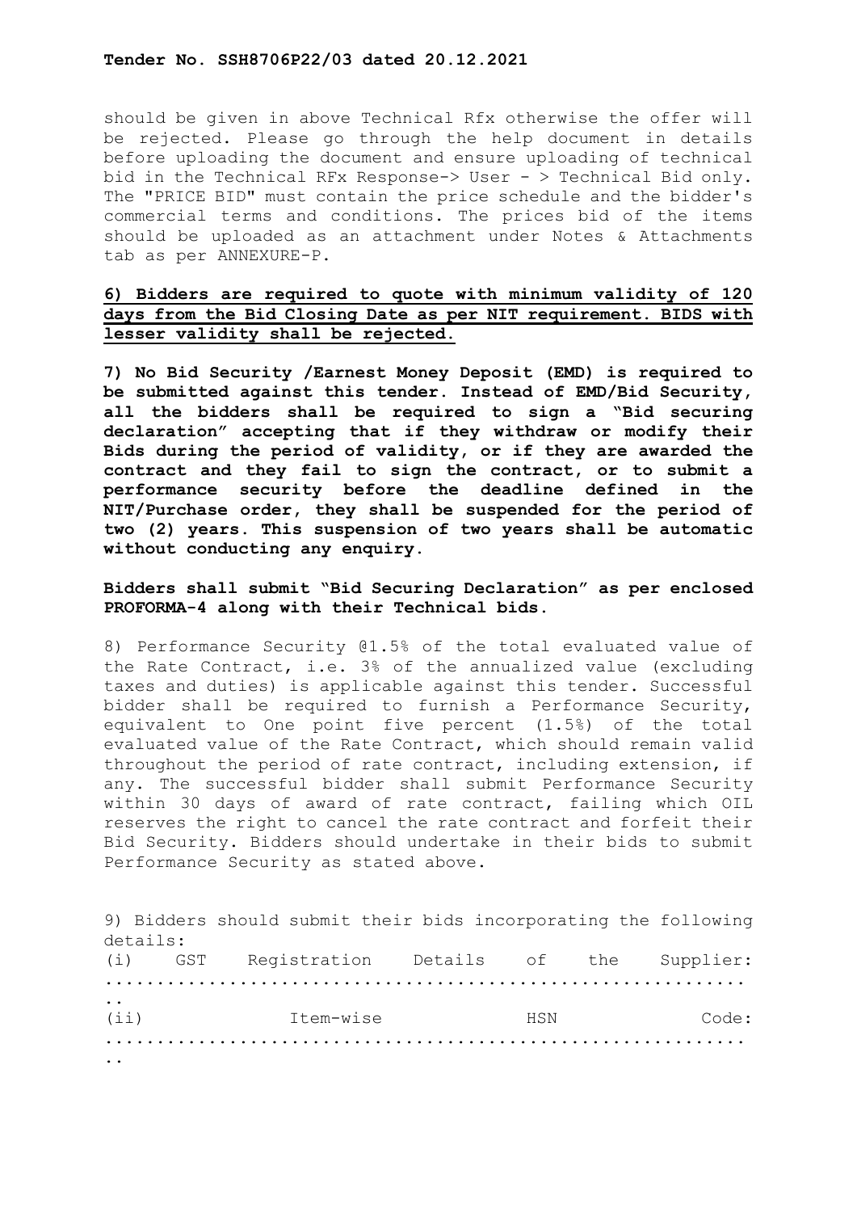should be given in above Technical Rfx otherwise the offer will be rejected. Please go through the help document in details before uploading the document and ensure uploading of technical bid in the Technical RFx Response-> User - > Technical Bid only. The "PRICE BID" must contain the price schedule and the bidder's commercial terms and conditions. The prices bid of the items should be uploaded as an attachment under Notes & Attachments tab as per ANNEXURE-P.

**6) Bidders are required to quote with minimum validity of 120 days from the Bid Closing Date as per NIT requirement. BIDS with lesser validity shall be rejected.**

**7) No Bid Security /Earnest Money Deposit (EMD) is required to be submitted against this tender. Instead of EMD/Bid Security, all the bidders shall be required to sign a "Bid securing declaration" accepting that if they withdraw or modify their Bids during the period of validity, or if they are awarded the contract and they fail to sign the contract, or to submit a performance security before the deadline defined in the NIT/Purchase order, they shall be suspended for the period of two (2) years. This suspension of two years shall be automatic without conducting any enquiry.**

**Bidders shall submit "Bid Securing Declaration" as per enclosed PROFORMA-4 along with their Technical bids.**

8) Performance Security @1.5% of the total evaluated value of the Rate Contract, i.e. 3% of the annualized value (excluding taxes and duties) is applicable against this tender. Successful bidder shall be required to furnish a Performance Security, equivalent to One point five percent (1.5%) of the total evaluated value of the Rate Contract, which should remain valid throughout the period of rate contract, including extension, if any. The successful bidder shall submit Performance Security within 30 days of award of rate contract, failing which OIL reserves the right to cancel the rate contract and forfeit their Bid Security. Bidders should undertake in their bids to submit Performance Security as stated above.

9) Bidders should submit their bids incorporating the following details:

(i) GST Registration Details of the Supplier: ...........................................................

(ii) Item-wise HSN Code: ...........................................................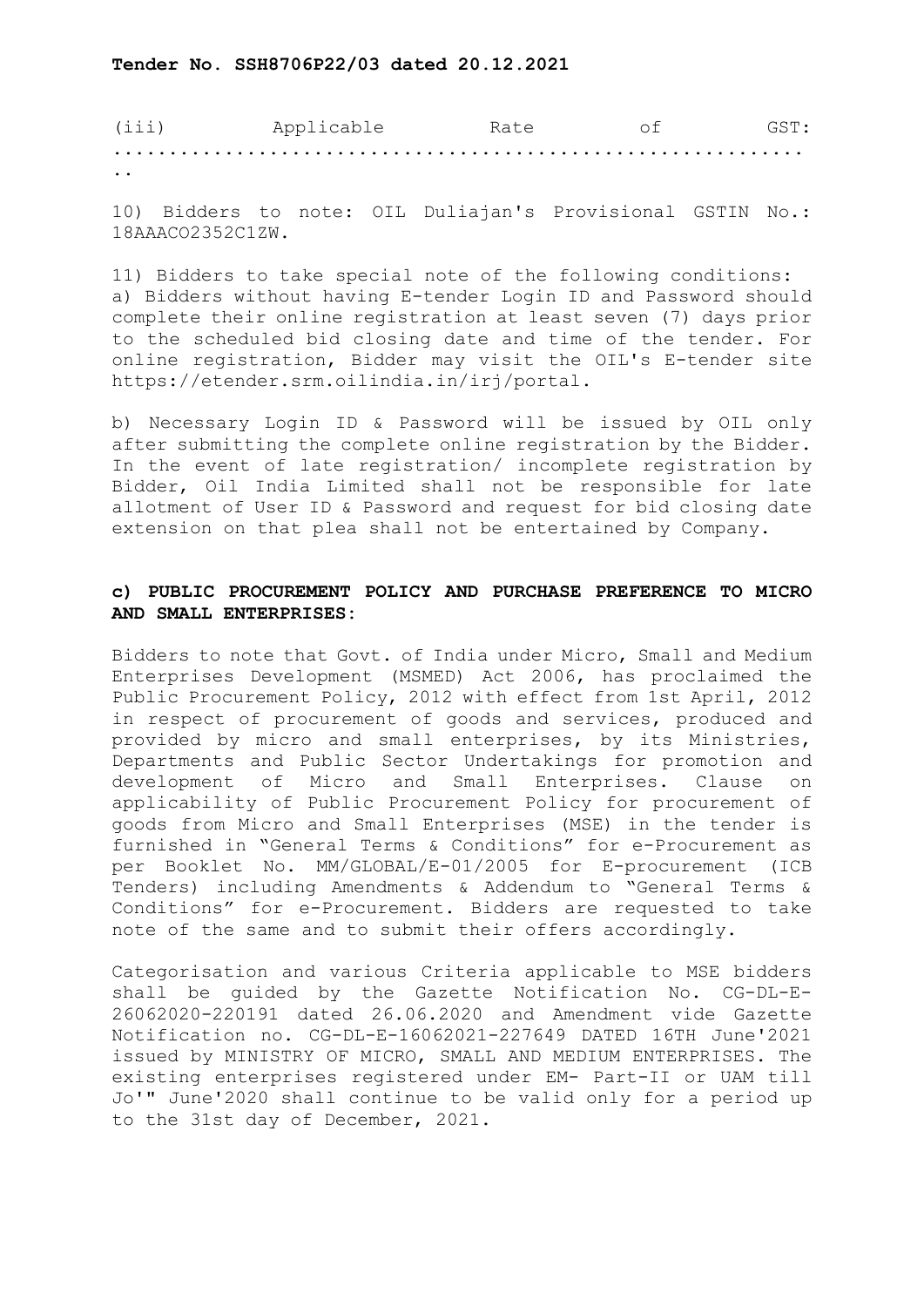(iii) Applicable Rate of GST: ..............................................................

10) Bidders to note: OIL Duliajan's Provisional GSTIN No.: 18AAACO2352C1ZW.

11) Bidders to take special note of the following conditions:

a) Bidders without having E-tender Login ID and Password should complete their online registration at least seven (7) days prior to the scheduled bid closing date and time of the tender. For online registration, Bidder may visit the OIL's E-tender site https://etender.srm.oilindia.in/irj/portal.

b) Necessary Login ID & Password will be issued by OIL only after submitting the complete online registration by the Bidder. In the event of late registration/ incomplete registration by Bidder, Oil India Limited shall not be responsible for late allotment of User ID & Password and request for bid closing date extension on that plea shall not be entertained by Company.

**c) PUBLIC PROCUREMENT POLICY AND PURCHASE PREFERENCE TO MICRO AND SMALL ENTERPRISES:**

Bidders to note that Govt. of India under Micro, Small and Medium Enterprises Development (MSMED) Act 2006, has proclaimed the Public Procurement Policy, 2012 with effect from 1st April, 2012 in respect of procurement of goods and services, produced and provided by micro and small enterprises, by its Ministries, Departments and Public Sector Undertakings for promotion and development of Micro and Small Enterprises. Clause on applicability of Public Procurement Policy for procurement of goods from Micro and Small Enterprises (MSE) in the tender is furnished in "General Terms & Conditions" for e-Procurement as per Booklet No. MM/GLOBAL/E-01/2005 for E-procurement (ICB Tenders) including Amendments & Addendum to "General Terms & Conditions" for e-Procurement. Bidders are requested to take note of the same and to submit their offers accordingly.

Categorisation and various Criteria applicable to MSE bidders shall be guided by the Gazette Notification No. CG-DL-E-26062020-220191 dated 26.06.2020 and Amendment vide Gazette Notification no. CG-DL-E-16062021-227649 DATED 16TH June'2021 issued by MINISTRY OF MICRO, SMALL AND MEDIUM ENTERPRISES. The existing enterprises registered under EM- Part-II or UAM till Jo'" June'2020 shall continue to be valid only for a period up to the 31st day of December, 2021.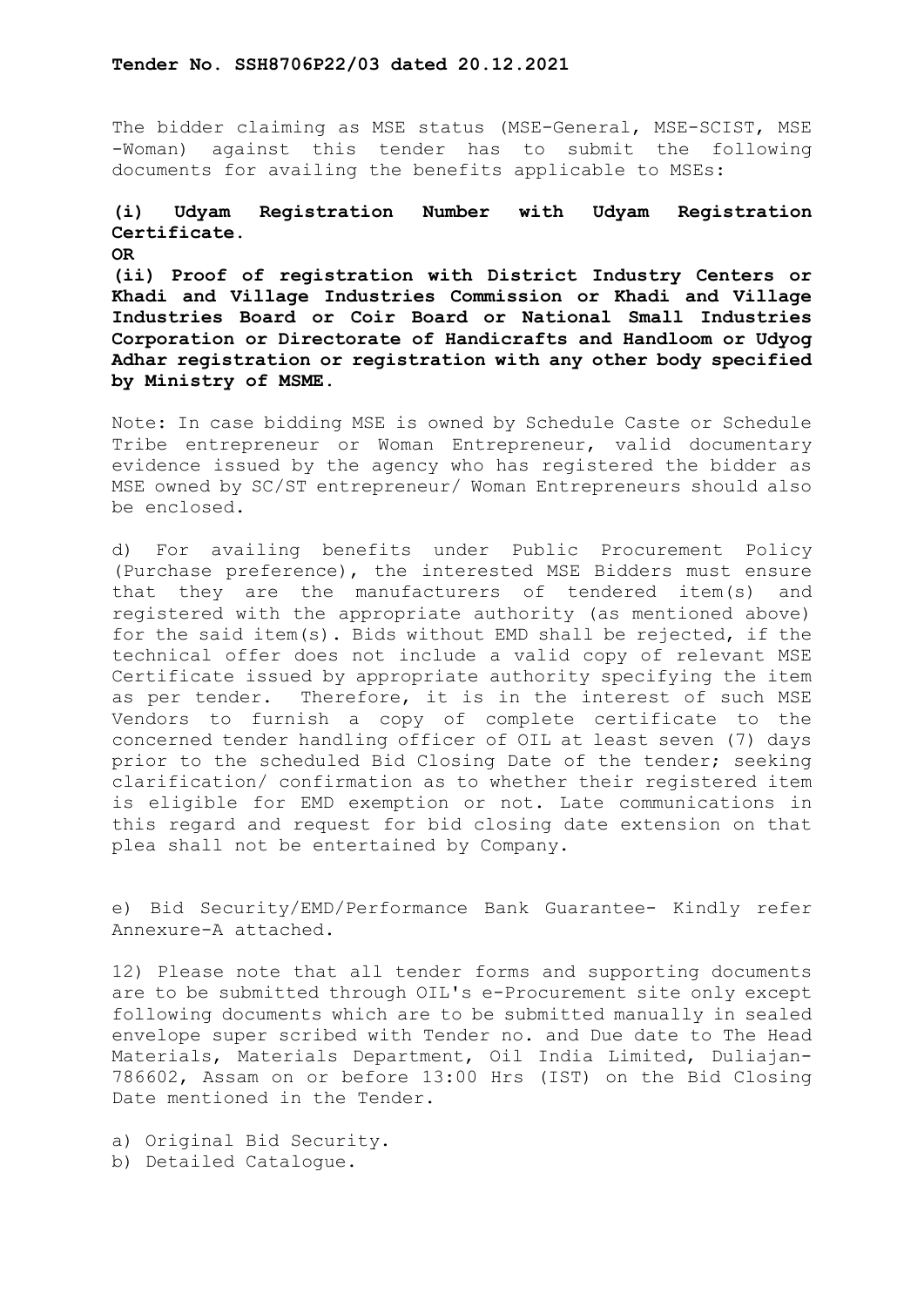**Tender No. SSH8706P22/03 dated 20.12.2021**

The bidder claiming as MSE status (MSE-General, MSE-SCIST, MSE -Woman) against this tender has to submit the following documents for availing the benefits applicable to MSEs:

**(i) Udyam Registration Number with Udyam Registration Certificate.**

**OR**

**(ii) Proof of registration with District Industry Centers or Khadi and Village Industries Commission or Khadi and Village Industries Board or Coir Board or National Small Industries Corporation or Directorate of Handicrafts and Handloom or Udyog Adhar registration or registration with any other body specified by Ministry of MSME.**

Note: In case bidding MSE is owned by Schedule Caste or Schedule Tribe entrepreneur or Woman Entrepreneur, valid documentary evidence issued by the agency who has registered the bidder as MSE owned by SC/ST entrepreneur/ Woman Entrepreneurs should also be enclosed.

d) For availing benefits under Public Procurement Policy (Purchase preference), the interested MSE Bidders must ensure that they are the manufacturers of tendered item(s) and registered with the appropriate authority (as mentioned above) for the said item(s). Bids without EMD shall be rejected, if the technical offer does not include a valid copy of relevant MSE Certificate issued by appropriate authority specifying the item as per tender. Therefore, it is in the interest of such MSE Vendors to furnish a copy of complete certificate to the concerned tender handling officer of OIL at least seven (7) days prior to the scheduled Bid Closing Date of the tender; seeking clarification/ confirmation as to whether their registered item is eligible for EMD exemption or not. Late communications in this regard and request for bid closing date extension on that plea shall not be entertained by Company.

e) Bid Security/EMD/Performance Bank Guarantee- Kindly refer Annexure-A attached.

12) Please note that all tender forms and supporting documents are to be submitted through OIL's e-Procurement site only except following documents which are to be submitted manually in sealed envelope super scribed with Tender no. and Due date to The Head Materials, Materials Department, Oil India Limited, Duliajan-786602, Assam on or before 13:00 Hrs (IST) on the Bid Closing Date mentioned in the Tender.

a) Original Bid Security.
b) Detailed Catalogue.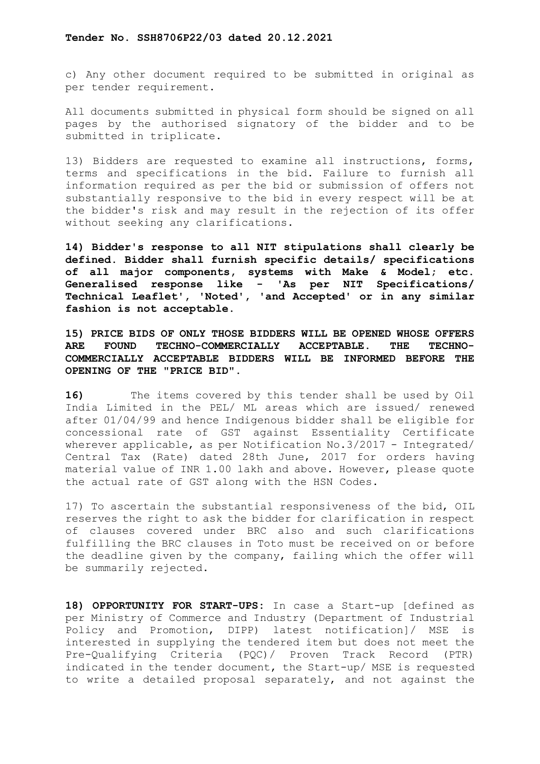c) Any other document required to be submitted in original as per tender requirement.

All documents submitted in physical form should be signed on all pages by the authorised signatory of the bidder and to be submitted in triplicate.

13) Bidders are requested to examine all instructions, forms, terms and specifications in the bid. Failure to furnish all information required as per the bid or submission of offers not substantially responsive to the bid in every respect will be at the bidder's risk and may result in the rejection of its offer without seeking any clarifications.

**14) Bidder's response to all NIT stipulations shall clearly be defined. Bidder shall furnish specific details/ specifications of all major components, systems with Make & Model; etc. Generalised response like - 'As per NIT Specifications/ Technical Leaflet', 'Noted', 'and Accepted' or in any similar fashion is not acceptable.**

**15) PRICE BIDS OF ONLY THOSE BIDDERS WILL BE OPENED WHOSE OFFERS ARE FOUND TECHNO-COMMERCIALLY ACCEPTABLE. THE TECHNO-COMMERCIALLY ACCEPTABLE BIDDERS WILL BE INFORMED BEFORE THE OPENING OF THE "PRICE BID".**

**16)** The items covered by this tender shall be used by Oil India Limited in the PEL/ ML areas which are issued/ renewed after 01/04/99 and hence Indigenous bidder shall be eligible for concessional rate of GST against Essentiality Certificate wherever applicable, as per Notification No.3/2017 - Integrated/ Central Tax (Rate) dated 28th June, 2017 for orders having material value of INR 1.00 lakh and above. However, please quote the actual rate of GST along with the HSN Codes.

17) To ascertain the substantial responsiveness of the bid, OIL reserves the right to ask the bidder for clarification in respect of clauses covered under BRC also and such clarifications fulfilling the BRC clauses in Toto must be received on or before the deadline given by the company, failing which the offer will be summarily rejected.

**18) OPPORTUNITY FOR START-UPS:** In case a Start-up [defined as per Ministry of Commerce and Industry (Department of Industrial Policy and Promotion, DIPP) latest notification]/ MSE is interested in supplying the tendered item but does not meet the Pre-Qualifying Criteria (PQC)/ Proven Track Record (PTR) indicated in the tender document, the Start-up/ MSE is requested to write a detailed proposal separately, and not against the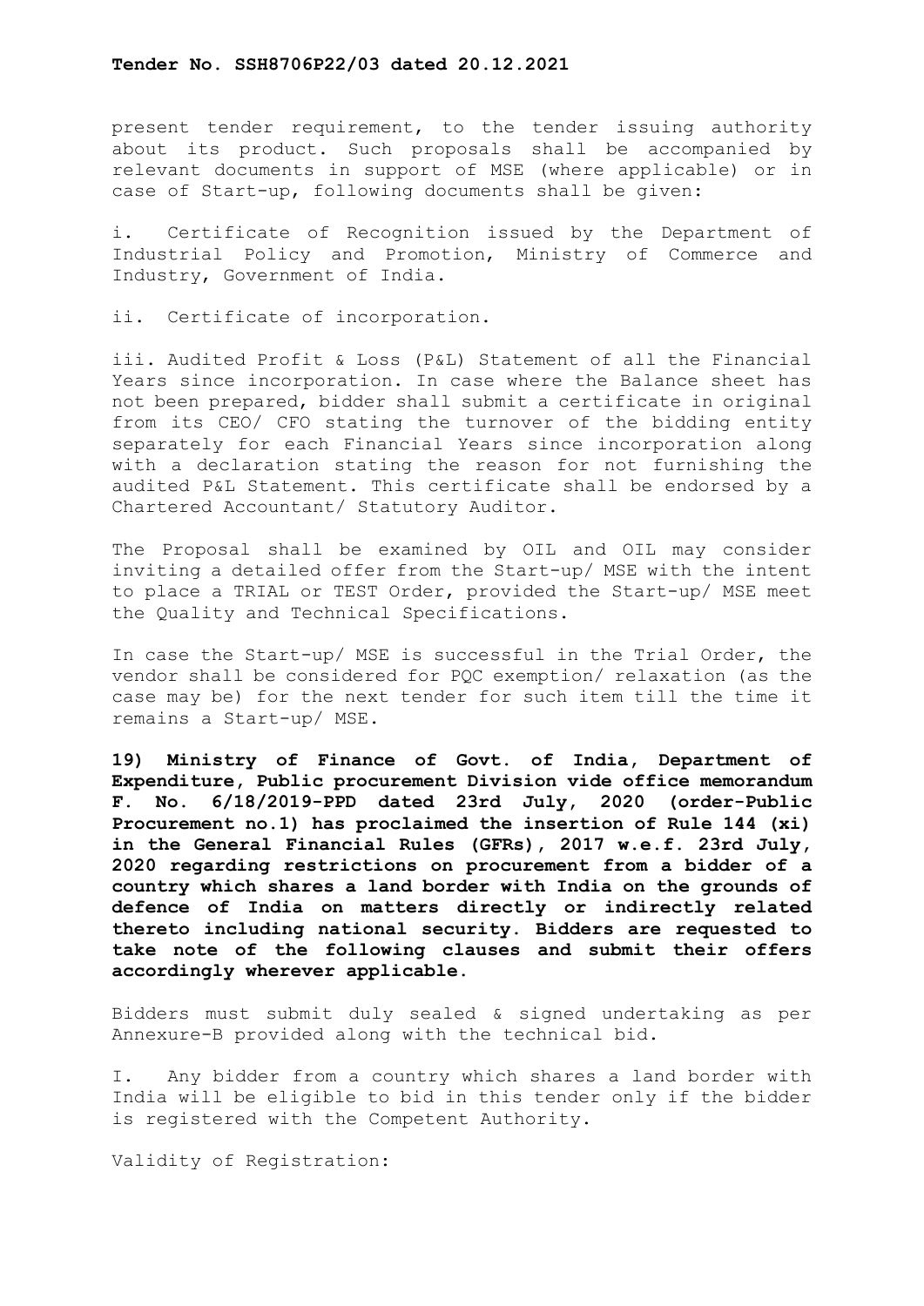present tender requirement, to the tender issuing authority about its product. Such proposals shall be accompanied by relevant documents in support of MSE (where applicable) or in case of Start-up, following documents shall be given:

i. Certificate of Recognition issued by the Department of Industrial Policy and Promotion, Ministry of Commerce and Industry, Government of India.

ii. Certificate of incorporation.

iii. Audited Profit & Loss (P&L) Statement of all the Financial Years since incorporation. In case where the Balance sheet has not been prepared, bidder shall submit a certificate in original from its CEO/ CFO stating the turnover of the bidding entity separately for each Financial Years since incorporation along with a declaration stating the reason for not furnishing the audited P&L Statement. This certificate shall be endorsed by a Chartered Accountant/ Statutory Auditor.

The Proposal shall be examined by OIL and OIL may consider inviting a detailed offer from the Start-up/ MSE with the intent to place a TRIAL or TEST Order, provided the Start-up/ MSE meet the Quality and Technical Specifications.

In case the Start-up/ MSE is successful in the Trial Order, the vendor shall be considered for PQC exemption/ relaxation (as the case may be) for the next tender for such item till the time it remains a Start-up/ MSE.

**19) Ministry of Finance of Govt. of India, Department of Expenditure, Public procurement Division vide office memorandum F. No. 6/18/2019-PPD dated 23rd July, 2020 (order-Public Procurement no.1) has proclaimed the insertion of Rule 144 (xi) in the General Financial Rules (GFRs), 2017 w.e.f. 23rd July, 2020 regarding restrictions on procurement from a bidder of a country which shares a land border with India on the grounds of defence of India on matters directly or indirectly related thereto including national security. Bidders are requested to take note of the following clauses and submit their offers accordingly wherever applicable.**

Bidders must submit duly sealed & signed undertaking as per Annexure-B provided along with the technical bid.

I. Any bidder from a country which shares a land border with India will be eligible to bid in this tender only if the bidder is registered with the Competent Authority.

Validity of Registration: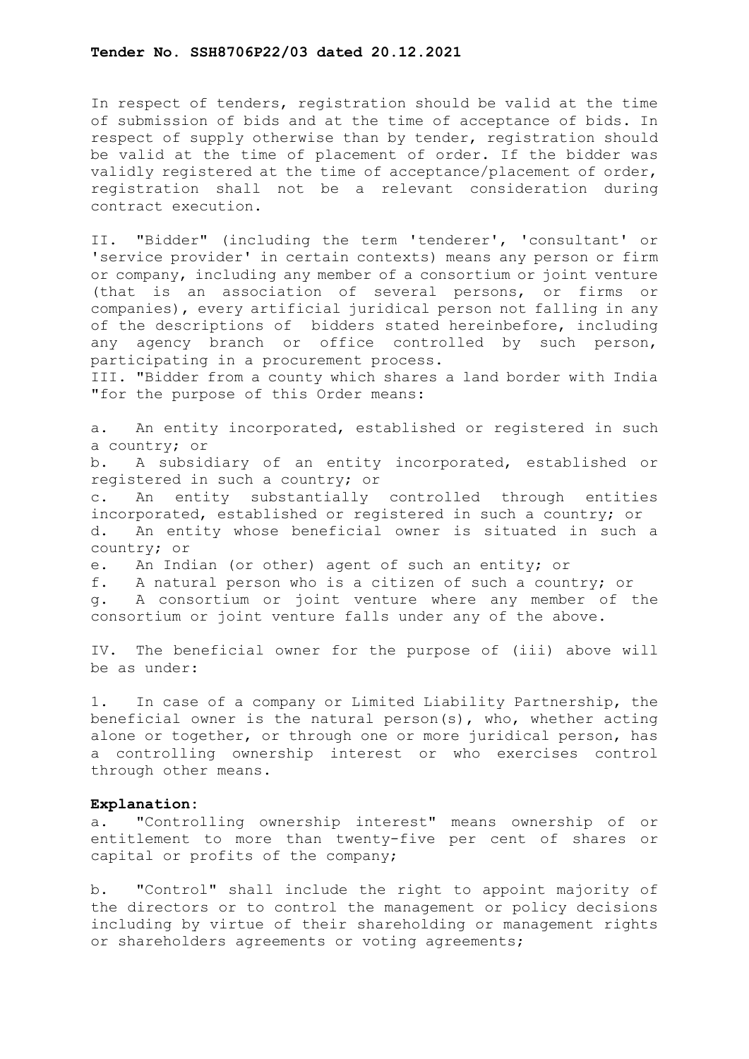In respect of tenders, registration should be valid at the time of submission of bids and at the time of acceptance of bids. In respect of supply otherwise than by tender, registration should be valid at the time of placement of order. If the bidder was validly registered at the time of acceptance/placement of order, registration shall not be a relevant consideration during contract execution.

II. "Bidder" (including the term 'tenderer', 'consultant' or 'service provider' in certain contexts) means any person or firm or company, including any member of a consortium or joint venture (that is an association of several persons, or firms or companies), every artificial juridical person not falling in any of the descriptions of bidders stated hereinbefore, including any agency branch or office controlled by such person, participating in a procurement process.

III. "Bidder from a county which shares a land border with India "for the purpose of this Order means:

a. An entity incorporated, established or registered in such a country; or
b. A subsidiary of an entity incorporated, established or registered in such a country; or
c. An entity substantially controlled through entities incorporated, established or registered in such a country; or
d. An entity whose beneficial owner is situated in such a country; or
e. An Indian (or other) agent of such an entity; or
f. A natural person who is a citizen of such a country; or
g. A consortium or joint venture where any member of the consortium or joint venture falls under any of the above.

IV. The beneficial owner for the purpose of (iii) above will be as under:

1. In case of a company or Limited Liability Partnership, the beneficial owner is the natural person(s), who, whether acting alone or together, or through one or more juridical person, has a controlling ownership interest or who exercises control through other means.

**Explanation:**

a. "Controlling ownership interest" means ownership of or entitlement to more than twenty-five per cent of shares or capital or profits of the company;

b. "Control" shall include the right to appoint majority of the directors or to control the management or policy decisions including by virtue of their shareholding or management rights or shareholders agreements or voting agreements;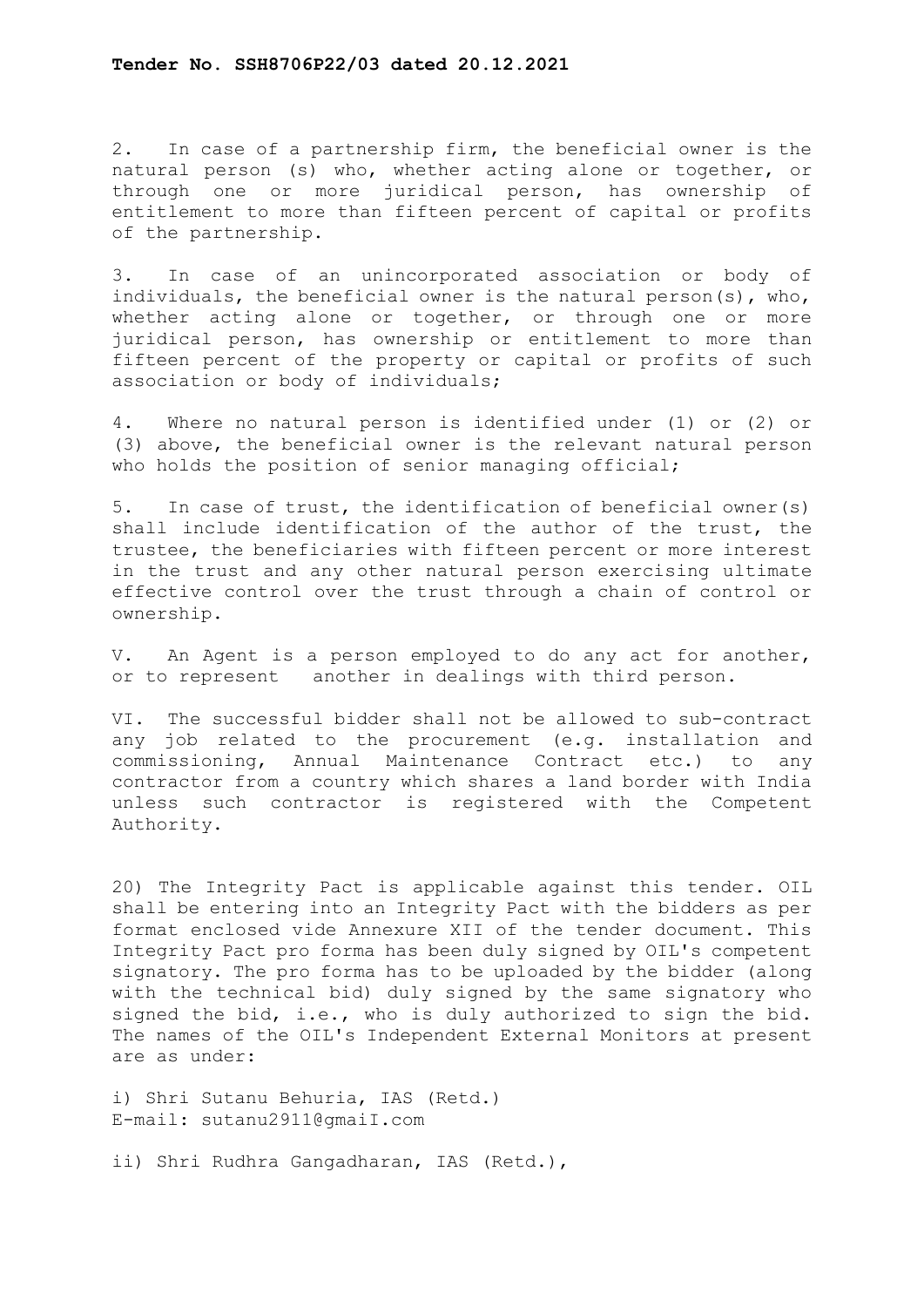2. In case of a partnership firm, the beneficial owner is the natural person (s) who, whether acting alone or together, or through one or more juridical person, has ownership of entitlement to more than fifteen percent of capital or profits of the partnership.

3. In case of an unincorporated association or body of individuals, the beneficial owner is the natural person(s), who, whether acting alone or together, or through one or more juridical person, has ownership or entitlement to more than fifteen percent of the property or capital or profits of such association or body of individuals;

4. Where no natural person is identified under (1) or (2) or (3) above, the beneficial owner is the relevant natural person who holds the position of senior managing official;

5. In case of trust, the identification of beneficial owner(s) shall include identification of the author of the trust, the trustee, the beneficiaries with fifteen percent or more interest in the trust and any other natural person exercising ultimate effective control over the trust through a chain of control or ownership.

V. An Agent is a person employed to do any act for another, or to represent another in dealings with third person.

VI. The successful bidder shall not be allowed to sub-contract any job related to the procurement (e.g. installation and commissioning, Annual Maintenance Contract etc.) to any contractor from a country which shares a land border with India unless such contractor is registered with the Competent Authority.

20) The Integrity Pact is applicable against this tender. OIL shall be entering into an Integrity Pact with the bidders as per format enclosed vide Annexure XII of the tender document. This Integrity Pact pro forma has been duly signed by OIL's competent signatory. The pro forma has to be uploaded by the bidder (along with the technical bid) duly signed by the same signatory who signed the bid, i.e., who is duly authorized to sign the bid. The names of the OIL's Independent External Monitors at present are as under:

i) Shri Sutanu Behuria, IAS (Retd.)
E-mail: sutanu2911@gmaiI.com

ii) Shri Rudhra Gangadharan, IAS (Retd.),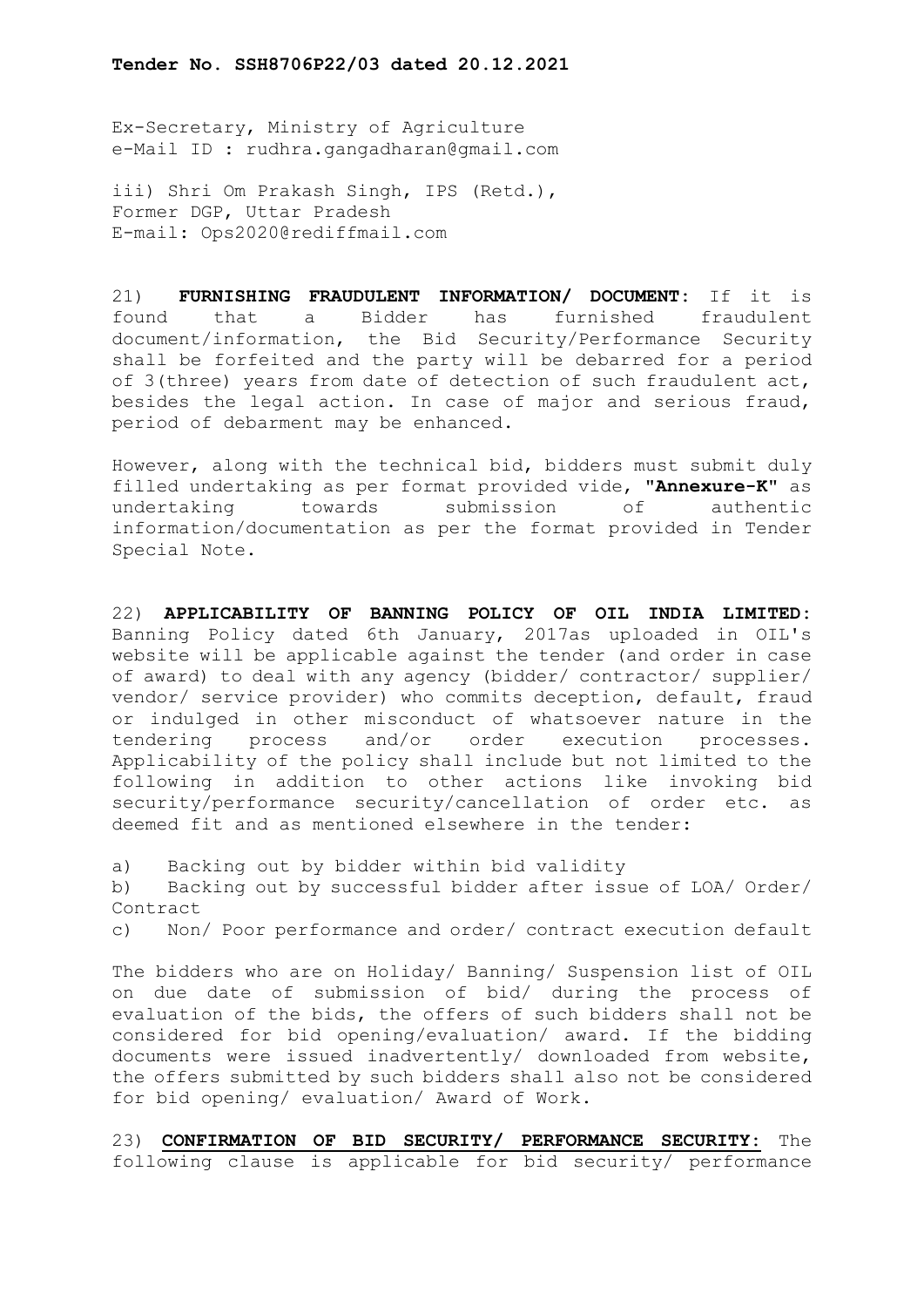Ex-Secretary, Ministry of Agriculture
e-Mail ID : rudhra.gangadharan@gmail.com

iii) Shri Om Prakash Singh, IPS (Retd.),
Former DGP, Uttar Pradesh
E-mail: Ops2020@rediffmail.com

21) **FURNISHING FRAUDULENT INFORMATION/ DOCUMENT:** If it is found that a Bidder has furnished fraudulent document/information, the Bid Security/Performance Security shall be forfeited and the party will be debarred for a period of 3(three) years from date of detection of such fraudulent act, besides the legal action. In case of major and serious fraud, period of debarment may be enhanced.

However, along with the technical bid, bidders must submit duly filled undertaking as per format provided vide, **"Annexure-K"** as undertaking towards submission of authentic information/documentation as per the format provided in Tender Special Note.

22) **APPLICABILITY OF BANNING POLICY OF OIL INDIA LIMITED:** Banning Policy dated 6th January, 2017as uploaded in OIL's website will be applicable against the tender (and order in case of award) to deal with any agency (bidder/ contractor/ supplier/ vendor/ service provider) who commits deception, default, fraud or indulged in other misconduct of whatsoever nature in the tendering process and/or order execution processes. Applicability of the policy shall include but not limited to the following in addition to other actions like invoking bid security/performance security/cancellation of order etc. as deemed fit and as mentioned elsewhere in the tender:

a) Backing out by bidder within bid validity
b) Backing out by successful bidder after issue of LOA/ Order/ Contract
c) Non/ Poor performance and order/ contract execution default

The bidders who are on Holiday/ Banning/ Suspension list of OIL on due date of submission of bid/ during the process of evaluation of the bids, the offers of such bidders shall not be considered for bid opening/evaluation/ award. If the bidding documents were issued inadvertently/ downloaded from website, the offers submitted by such bidders shall also not be considered for bid opening/ evaluation/ Award of Work.

23) **CONFIRMATION OF BID SECURITY/ PERFORMANCE SECURITY:** The following clause is applicable for bid security/ performance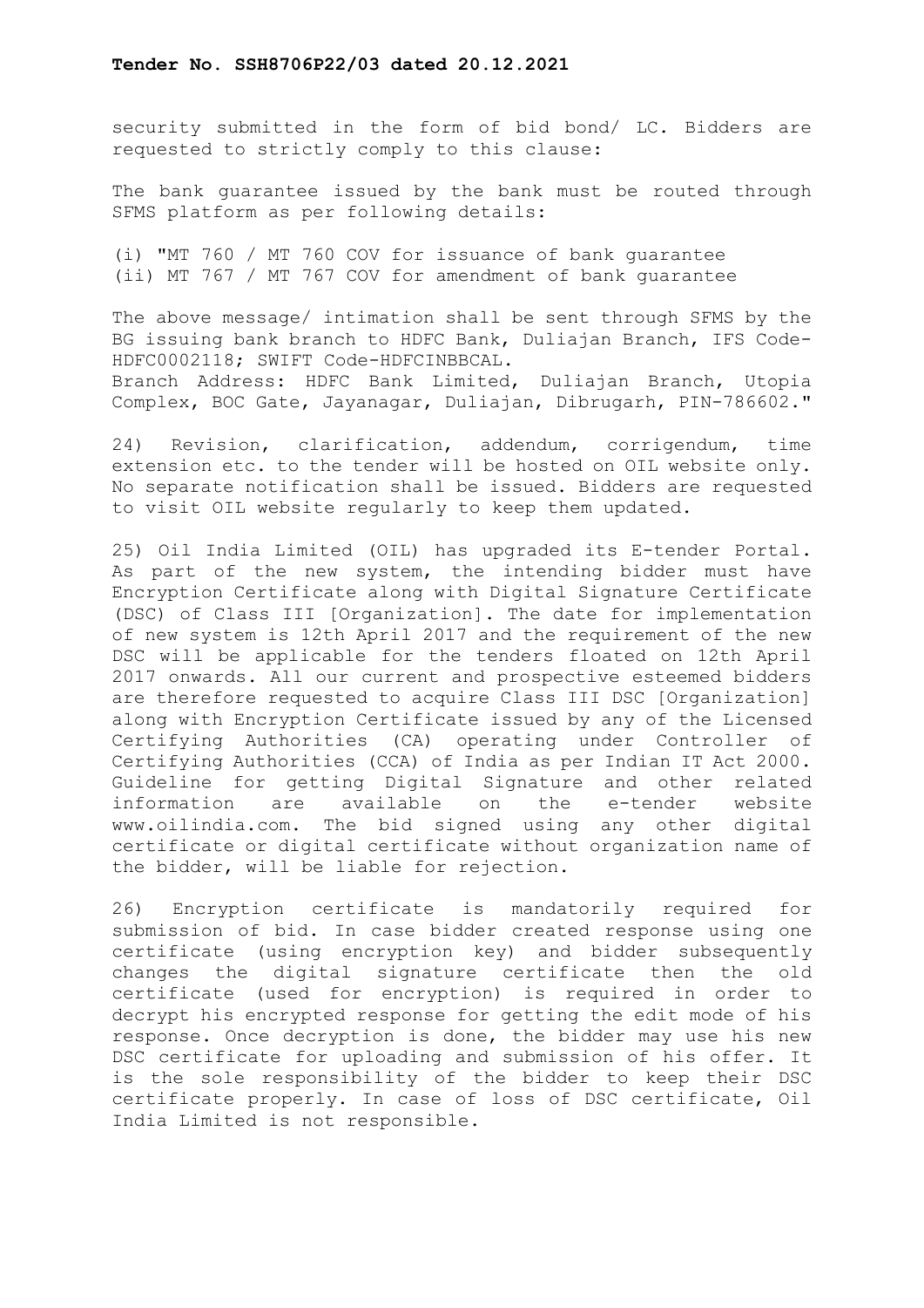security submitted in the form of bid bond/ LC. Bidders are requested to strictly comply to this clause:

The bank guarantee issued by the bank must be routed through SFMS platform as per following details:

(i) "MT 760 / MT 760 COV for issuance of bank guarantee
(ii) MT 767 / MT 767 COV for amendment of bank guarantee

The above message/ intimation shall be sent through SFMS by the BG issuing bank branch to HDFC Bank, Duliajan Branch, IFS Code-HDFC0002118; SWIFT Code-HDFCINBBCAL.
Branch Address: HDFC Bank Limited, Duliajan Branch, Utopia Complex, BOC Gate, Jayanagar, Duliajan, Dibrugarh, PIN-786602."

24) Revision, clarification, addendum, corrigendum, time extension etc. to the tender will be hosted on OIL website only. No separate notification shall be issued. Bidders are requested to visit OIL website regularly to keep them updated.

25) Oil India Limited (OIL) has upgraded its E-tender Portal. As part of the new system, the intending bidder must have Encryption Certificate along with Digital Signature Certificate (DSC) of Class III [Organization]. The date for implementation of new system is 12th April 2017 and the requirement of the new DSC will be applicable for the tenders floated on 12th April 2017 onwards. All our current and prospective esteemed bidders are therefore requested to acquire Class III DSC [Organization] along with Encryption Certificate issued by any of the Licensed Certifying Authorities (CA) operating under Controller of Certifying Authorities (CCA) of India as per Indian IT Act 2000. Guideline for getting Digital Signature and other related information are available on the e-tender website www.oilindia.com. The bid signed using any other digital certificate or digital certificate without organization name of the bidder, will be liable for rejection.

26) Encryption certificate is mandatorily required for submission of bid. In case bidder created response using one certificate (using encryption key) and bidder subsequently changes the digital signature certificate then the old certificate (used for encryption) is required in order to decrypt his encrypted response for getting the edit mode of his response. Once decryption is done, the bidder may use his new DSC certificate for uploading and submission of his offer. It is the sole responsibility of the bidder to keep their DSC certificate properly. In case of loss of DSC certificate, Oil India Limited is not responsible.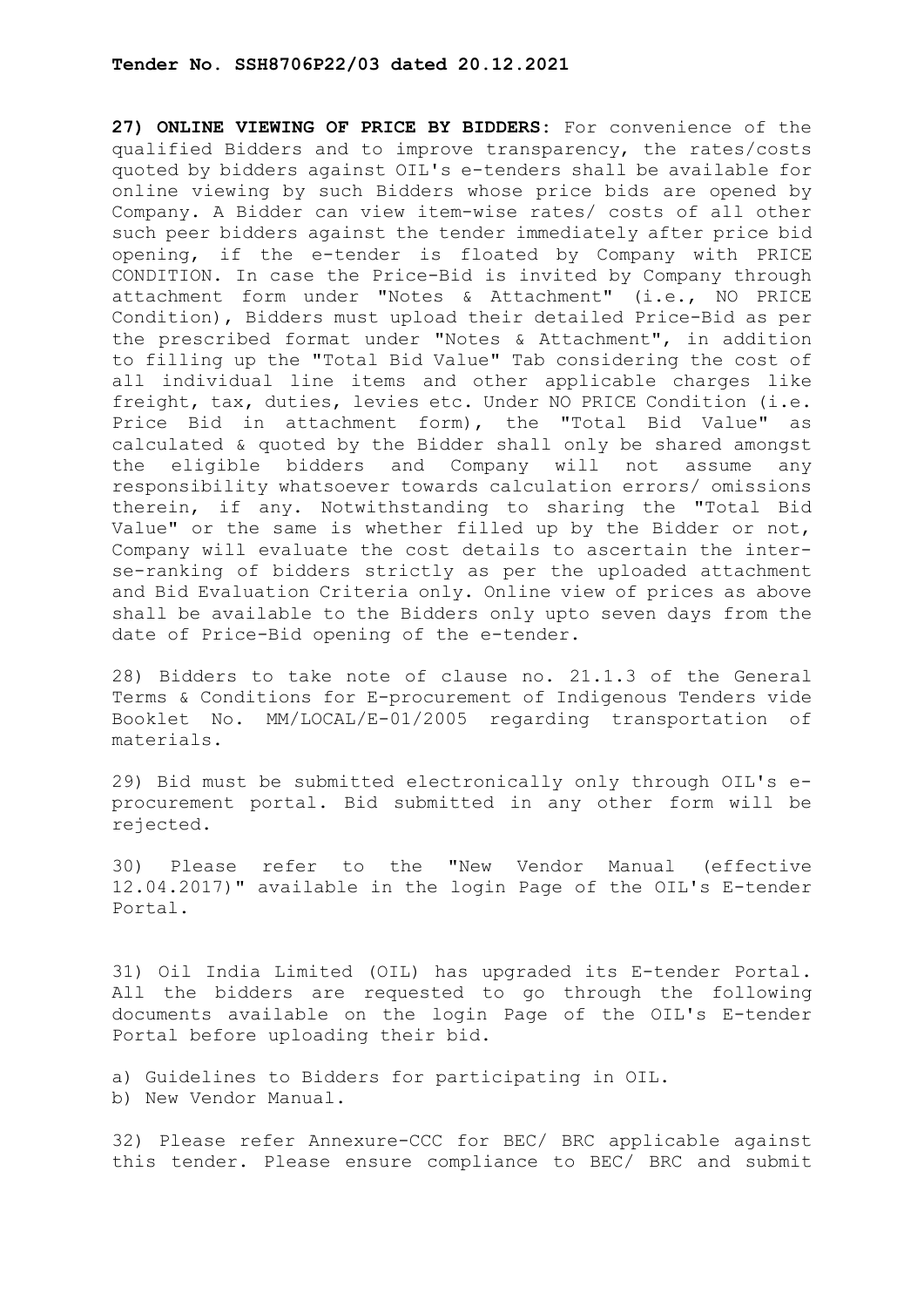**27) ONLINE VIEWING OF PRICE BY BIDDERS:** For convenience of the qualified Bidders and to improve transparency, the rates/costs quoted by bidders against OIL's e-tenders shall be available for online viewing by such Bidders whose price bids are opened by Company. A Bidder can view item-wise rates/ costs of all other such peer bidders against the tender immediately after price bid opening, if the e-tender is floated by Company with PRICE CONDITION. In case the Price-Bid is invited by Company through attachment form under "Notes & Attachment" (i.e., NO PRICE Condition), Bidders must upload their detailed Price-Bid as per the prescribed format under "Notes & Attachment", in addition to filling up the "Total Bid Value" Tab considering the cost of all individual line items and other applicable charges like freight, tax, duties, levies etc. Under NO PRICE Condition (i.e. Price Bid in attachment form), the "Total Bid Value" as calculated & quoted by the Bidder shall only be shared amongst the eligible bidders and Company will not assume any responsibility whatsoever towards calculation errors/ omissions therein, if any. Notwithstanding to sharing the "Total Bid Value" or the same is whether filled up by the Bidder or not, Company will evaluate the cost details to ascertain the inter-se-ranking of bidders strictly as per the uploaded attachment and Bid Evaluation Criteria only. Online view of prices as above shall be available to the Bidders only upto seven days from the date of Price-Bid opening of the e-tender.

28) Bidders to take note of clause no. 21.1.3 of the General Terms & Conditions for E-procurement of Indigenous Tenders vide Booklet No. MM/LOCAL/E-01/2005 regarding transportation of materials.

29) Bid must be submitted electronically only through OIL's e-procurement portal. Bid submitted in any other form will be rejected.

30) Please refer to the "New Vendor Manual (effective 12.04.2017)" available in the login Page of the OIL's E-tender Portal.

31) Oil India Limited (OIL) has upgraded its E-tender Portal. All the bidders are requested to go through the following documents available on the login Page of the OIL's E-tender Portal before uploading their bid.

a) Guidelines to Bidders for participating in OIL.
b) New Vendor Manual.

32) Please refer Annexure-CCC for BEC/ BRC applicable against this tender. Please ensure compliance to BEC/ BRC and submit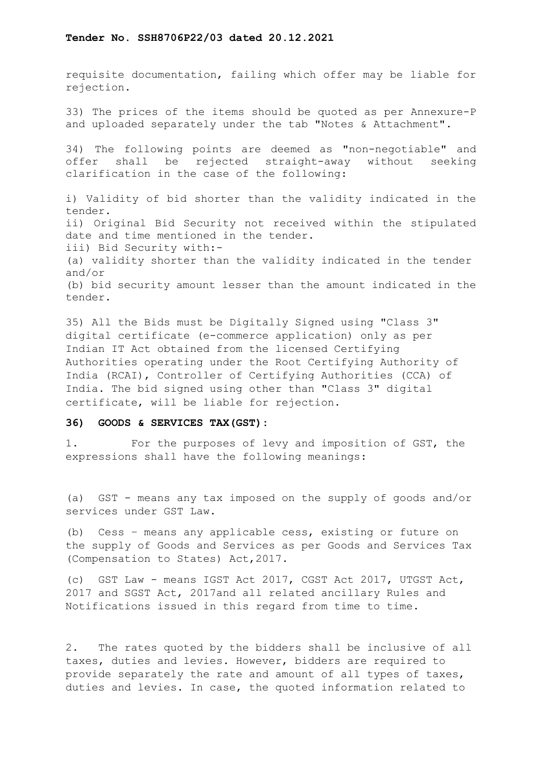requisite documentation, failing which offer may be liable for rejection.

33) The prices of the items should be quoted as per Annexure-P and uploaded separately under the tab "Notes & Attachment".

34) The following points are deemed as "non-negotiable" and offer shall be rejected straight-away without seeking clarification in the case of the following:

i) Validity of bid shorter than the validity indicated in the tender.
ii) Original Bid Security not received within the stipulated date and time mentioned in the tender.
iii) Bid Security with:-
(a) validity shorter than the validity indicated in the tender and/or
(b) bid security amount lesser than the amount indicated in the tender.

35) All the Bids must be Digitally Signed using "Class 3" digital certificate (e-commerce application) only as per Indian IT Act obtained from the licensed Certifying Authorities operating under the Root Certifying Authority of India (RCAI), Controller of Certifying Authorities (CCA) of India. The bid signed using other than "Class 3" digital certificate, will be liable for rejection.

**36) GOODS & SERVICES TAX(GST):**

1. For the purposes of levy and imposition of GST, the expressions shall have the following meanings:

(a) GST - means any tax imposed on the supply of goods and/or services under GST Law.

(b) Cess – means any applicable cess, existing or future on the supply of Goods and Services as per Goods and Services Tax (Compensation to States) Act,2017.

(c) GST Law - means IGST Act 2017, CGST Act 2017, UTGST Act, 2017 and SGST Act, 2017and all related ancillary Rules and Notifications issued in this regard from time to time.

2. The rates quoted by the bidders shall be inclusive of all taxes, duties and levies. However, bidders are required to provide separately the rate and amount of all types of taxes, duties and levies. In case, the quoted information related to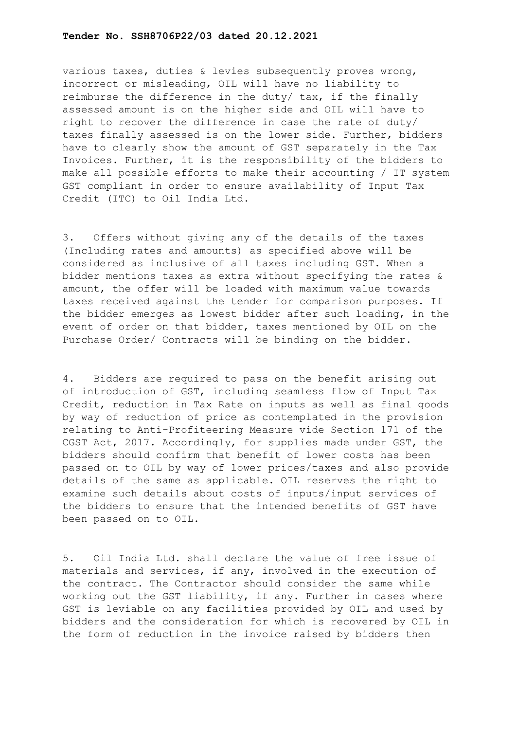various taxes, duties & levies subsequently proves wrong, incorrect or misleading, OIL will have no liability to reimburse the difference in the duty/ tax, if the finally assessed amount is on the higher side and OIL will have to right to recover the difference in case the rate of duty/ taxes finally assessed is on the lower side. Further, bidders have to clearly show the amount of GST separately in the Tax Invoices. Further, it is the responsibility of the bidders to make all possible efforts to make their accounting / IT system GST compliant in order to ensure availability of Input Tax Credit (ITC) to Oil India Ltd.

3. Offers without giving any of the details of the taxes (Including rates and amounts) as specified above will be considered as inclusive of all taxes including GST. When a bidder mentions taxes as extra without specifying the rates & amount, the offer will be loaded with maximum value towards taxes received against the tender for comparison purposes. If the bidder emerges as lowest bidder after such loading, in the event of order on that bidder, taxes mentioned by OIL on the Purchase Order/ Contracts will be binding on the bidder.

4. Bidders are required to pass on the benefit arising out of introduction of GST, including seamless flow of Input Tax Credit, reduction in Tax Rate on inputs as well as final goods by way of reduction of price as contemplated in the provision relating to Anti-Profiteering Measure vide Section 171 of the CGST Act, 2017. Accordingly, for supplies made under GST, the bidders should confirm that benefit of lower costs has been passed on to OIL by way of lower prices/taxes and also provide details of the same as applicable. OIL reserves the right to examine such details about costs of inputs/input services of the bidders to ensure that the intended benefits of GST have been passed on to OIL.

5. Oil India Ltd. shall declare the value of free issue of materials and services, if any, involved in the execution of the contract. The Contractor should consider the same while working out the GST liability, if any. Further in cases where GST is leviable on any facilities provided by OIL and used by bidders and the consideration for which is recovered by OIL in the form of reduction in the invoice raised by bidders then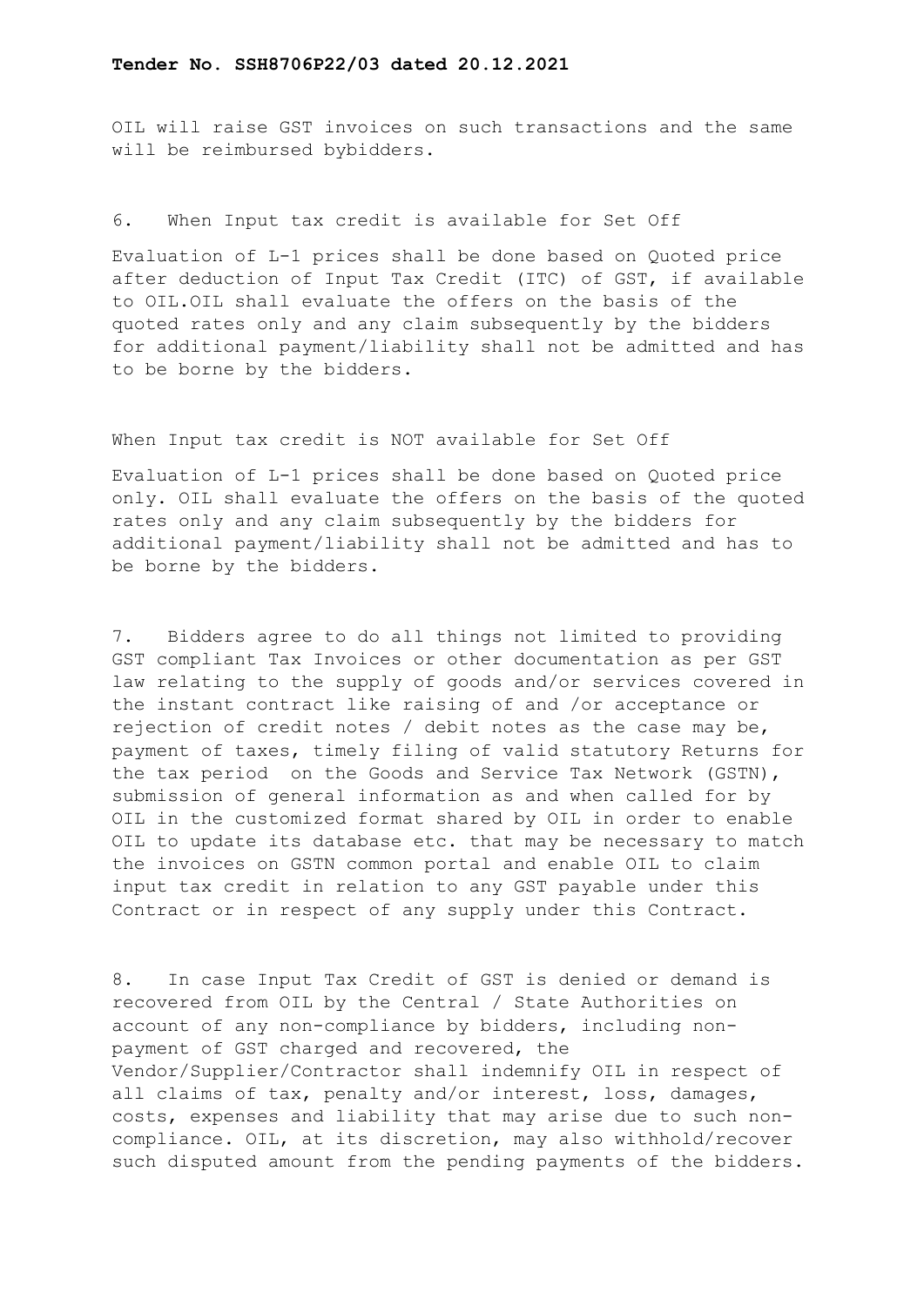OIL will raise GST invoices on such transactions and the same will be reimbursed bybidders.

6. When Input tax credit is available for Set Off

Evaluation of L-1 prices shall be done based on Quoted price after deduction of Input Tax Credit (ITC) of GST, if available to OIL.OIL shall evaluate the offers on the basis of the quoted rates only and any claim subsequently by the bidders for additional payment/liability shall not be admitted and has to be borne by the bidders.

When Input tax credit is NOT available for Set Off

Evaluation of L-1 prices shall be done based on Quoted price only. OIL shall evaluate the offers on the basis of the quoted rates only and any claim subsequently by the bidders for additional payment/liability shall not be admitted and has to be borne by the bidders.

7. Bidders agree to do all things not limited to providing GST compliant Tax Invoices or other documentation as per GST law relating to the supply of goods and/or services covered in the instant contract like raising of and /or acceptance or rejection of credit notes / debit notes as the case may be, payment of taxes, timely filing of valid statutory Returns for the tax period on the Goods and Service Tax Network (GSTN), submission of general information as and when called for by OIL in the customized format shared by OIL in order to enable OIL to update its database etc. that may be necessary to match the invoices on GSTN common portal and enable OIL to claim input tax credit in relation to any GST payable under this Contract or in respect of any supply under this Contract.

8. In case Input Tax Credit of GST is denied or demand is recovered from OIL by the Central / State Authorities on account of any non-compliance by bidders, including non-payment of GST charged and recovered, the Vendor/Supplier/Contractor shall indemnify OIL in respect of all claims of tax, penalty and/or interest, loss, damages, costs, expenses and liability that may arise due to such non-compliance. OIL, at its discretion, may also withhold/recover such disputed amount from the pending payments of the bidders.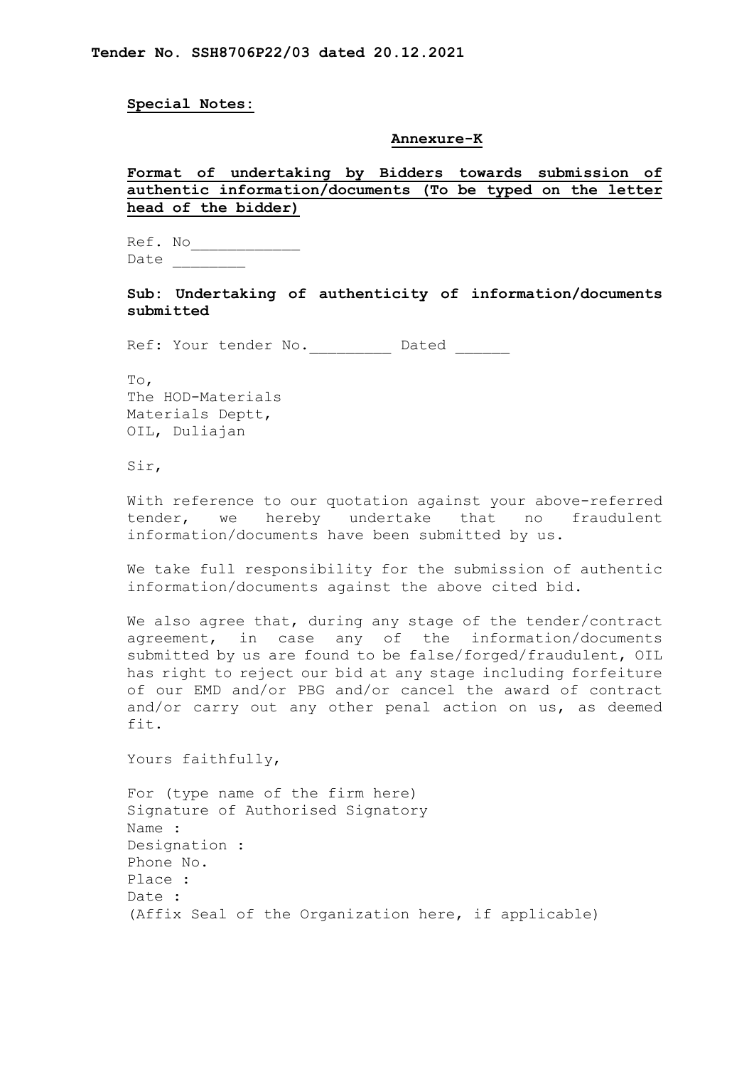**Tender No. SSH8706P22/03 dated 20.12.2021**

**Special Notes:**

**Annexure-K**

**Format of undertaking by Bidders towards submission of authentic information/documents (To be typed on the letter head of the bidder)**

Ref. No____________
Date ________

**Sub: Undertaking of authenticity of information/documents submitted**

Ref: Your tender No._________ Dated ______

To,
The HOD-Materials
Materials Deptt,
OIL, Duliajan

Sir,

With reference to our quotation against your above-referred tender, we hereby undertake that no fraudulent information/documents have been submitted by us.

We take full responsibility for the submission of authentic information/documents against the above cited bid.

We also agree that, during any stage of the tender/contract agreement, in case any of the information/documents submitted by us are found to be false/forged/fraudulent, OIL has right to reject our bid at any stage including forfeiture of our EMD and/or PBG and/or cancel the award of contract and/or carry out any other penal action on us, as deemed fit.

Yours faithfully,

For (type name of the firm here)
Signature of Authorised Signatory
Name :
Designation :
Phone No.
Place :
Date :
(Affix Seal of the Organization here, if applicable)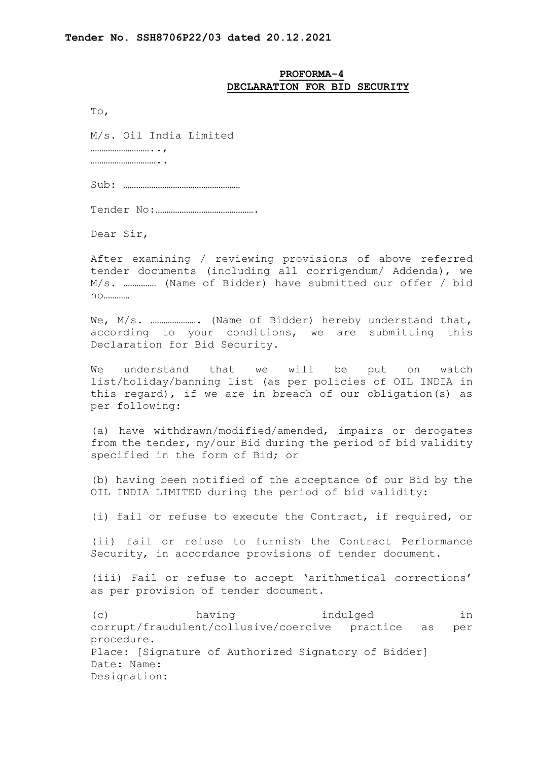**Tender No. SSH8706P22/03 dated 20.12.2021**

**PROFORMA-4**
**DECLARATION FOR BID SECURITY**

To,

M/s. Oil India Limited
……………………..,
………………………..

Sub: ………………………………………………

Tender No:…………………………………….

Dear Sir,

After examining / reviewing provisions of above referred tender documents (including all corrigendum/ Addenda), we M/s. …………… (Name of Bidder) have submitted our offer / bid no…………

We, M/s. …………………. (Name of Bidder) hereby understand that, according to your conditions, we are submitting this Declaration for Bid Security.

We understand that we will be put on watch list/holiday/banning list (as per policies of OIL INDIA in this regard), if we are in breach of our obligation(s) as per following:

(a) have withdrawn/modified/amended, impairs or derogates from the tender, my/our Bid during the period of bid validity specified in the form of Bid; or

(b) having been notified of the acceptance of our Bid by the OIL INDIA LIMITED during the period of bid validity:

(i) fail or refuse to execute the Contract, if required, or

(ii) fail or refuse to furnish the Contract Performance Security, in accordance provisions of tender document.

(iii) Fail or refuse to accept 'arithmetical corrections' as per provision of tender document.

(c) having indulged in corrupt/fraudulent/collusive/coercive practice as per procedure.

Place: [Signature of Authorized Signatory of Bidder]
Date: Name:
Designation: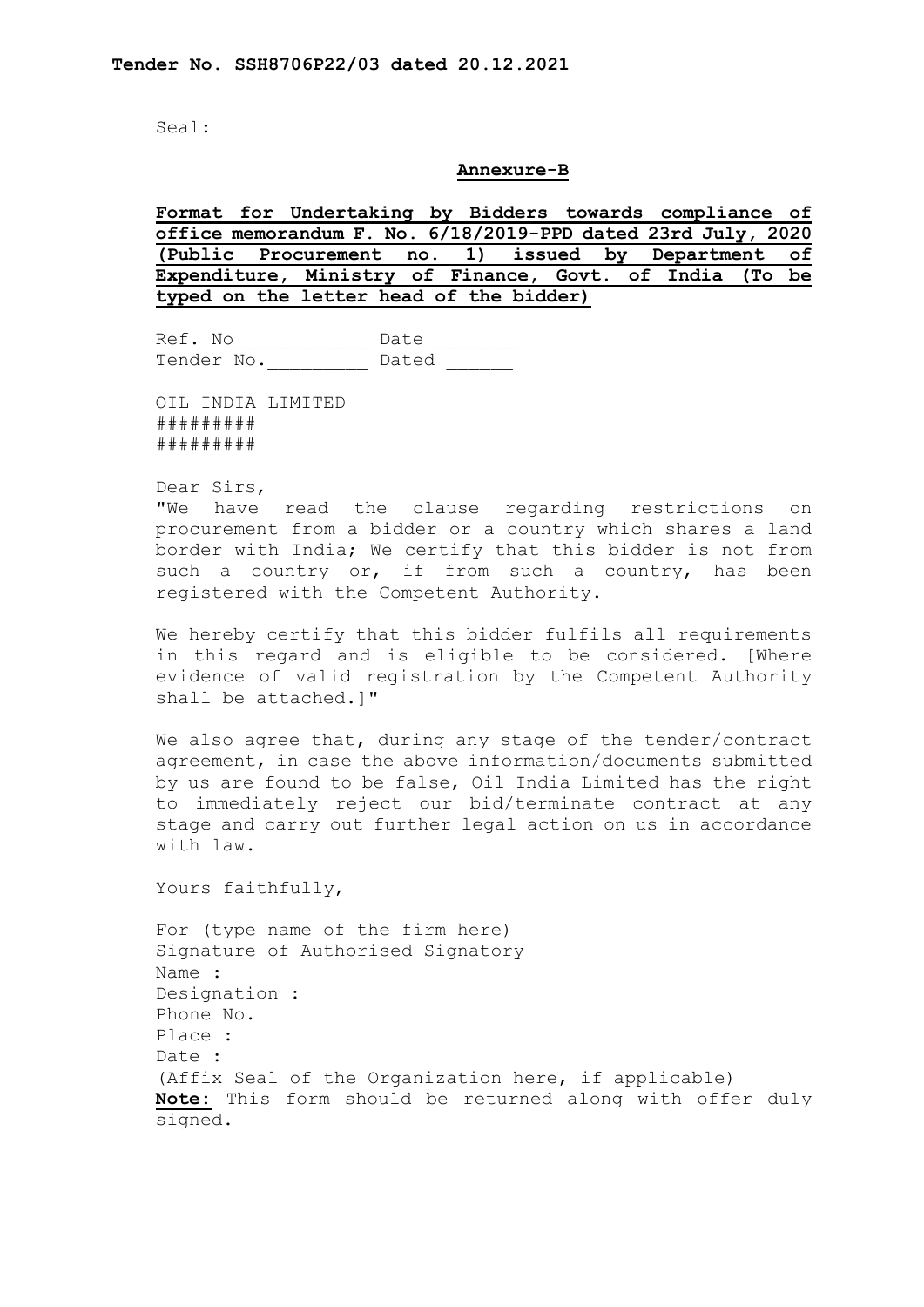**Tender No. SSH8706P22/03 dated 20.12.2021**

Seal:

**Annexure-B**

**Format for Undertaking by Bidders towards compliance of office memorandum F. No. 6/18/2019-PPD dated 23rd July, 2020 (Public Procurement no. 1) issued by Department of Expenditure, Ministry of Finance, Govt. of India (To be typed on the letter head of the bidder)**

Ref. No____________ Date ________
Tender No._________ Dated ______

OIL INDIA LIMITED
#########
#########

Dear Sirs,

"We have read the clause regarding restrictions on procurement from a bidder or a country which shares a land border with India; We certify that this bidder is not from such a country or, if from such a country, has been registered with the Competent Authority.

We hereby certify that this bidder fulfils all requirements in this regard and is eligible to be considered. [Where evidence of valid registration by the Competent Authority shall be attached.]"

We also agree that, during any stage of the tender/contract agreement, in case the above information/documents submitted by us are found to be false, Oil India Limited has the right to immediately reject our bid/terminate contract at any stage and carry out further legal action on us in accordance with law.

Yours faithfully,

For (type name of the firm here)
Signature of Authorised Signatory
Name :
Designation :
Phone No.
Place :
Date :
(Affix Seal of the Organization here, if applicable)

**Note:** This form should be returned along with offer duly signed.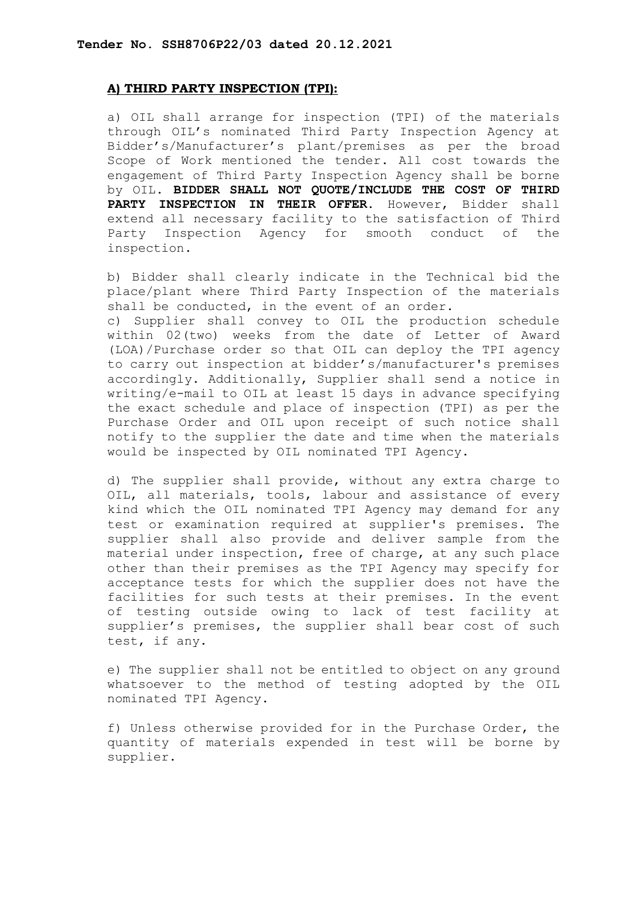**Tender No. SSH8706P22/03 dated 20.12.2021**

## A) THIRD PARTY INSPECTION (TPI):

a) OIL shall arrange for inspection (TPI) of the materials through OIL's nominated Third Party Inspection Agency at Bidder's/Manufacturer's plant/premises as per the broad Scope of Work mentioned the tender. All cost towards the engagement of Third Party Inspection Agency shall be borne by OIL. **BIDDER SHALL NOT QUOTE/INCLUDE THE COST OF THIRD PARTY INSPECTION IN THEIR OFFER.** However, Bidder shall extend all necessary facility to the satisfaction of Third Party Inspection Agency for smooth conduct of the inspection.

b) Bidder shall clearly indicate in the Technical bid the place/plant where Third Party Inspection of the materials shall be conducted, in the event of an order.

c) Supplier shall convey to OIL the production schedule within 02(two) weeks from the date of Letter of Award (LOA)/Purchase order so that OIL can deploy the TPI agency to carry out inspection at bidder's/manufacturer's premises accordingly. Additionally, Supplier shall send a notice in writing/e-mail to OIL at least 15 days in advance specifying the exact schedule and place of inspection (TPI) as per the Purchase Order and OIL upon receipt of such notice shall notify to the supplier the date and time when the materials would be inspected by OIL nominated TPI Agency.

d) The supplier shall provide, without any extra charge to OIL, all materials, tools, labour and assistance of every kind which the OIL nominated TPI Agency may demand for any test or examination required at supplier's premises. The supplier shall also provide and deliver sample from the material under inspection, free of charge, at any such place other than their premises as the TPI Agency may specify for acceptance tests for which the supplier does not have the facilities for such tests at their premises. In the event of testing outside owing to lack of test facility at supplier's premises, the supplier shall bear cost of such test, if any.

e) The supplier shall not be entitled to object on any ground whatsoever to the method of testing adopted by the OIL nominated TPI Agency.

f) Unless otherwise provided for in the Purchase Order, the quantity of materials expended in test will be borne by supplier.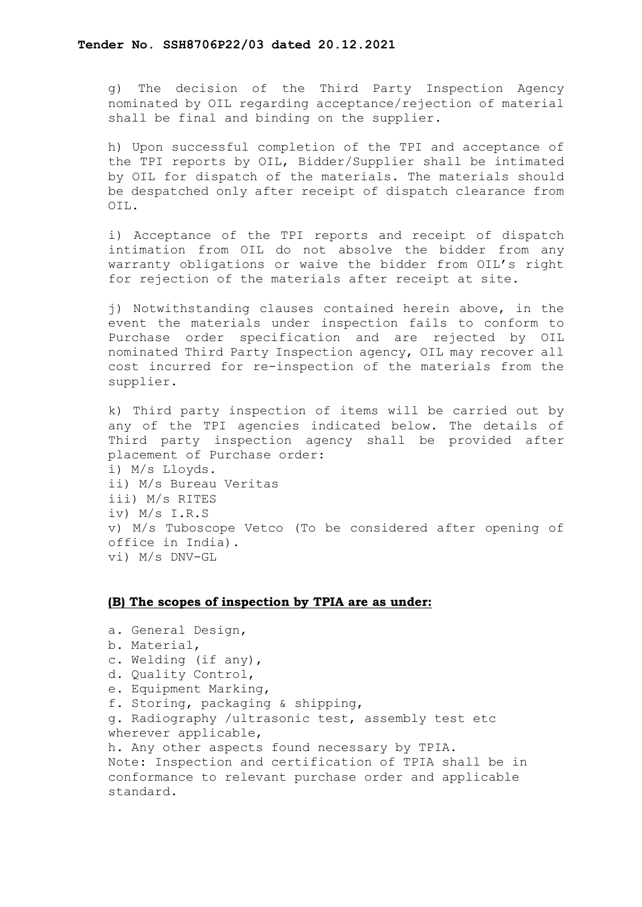g) The decision of the Third Party Inspection Agency nominated by OIL regarding acceptance/rejection of material shall be final and binding on the supplier.

h) Upon successful completion of the TPI and acceptance of the TPI reports by OIL, Bidder/Supplier shall be intimated by OIL for dispatch of the materials. The materials should be despatched only after receipt of dispatch clearance from OIL.

i) Acceptance of the TPI reports and receipt of dispatch intimation from OIL do not absolve the bidder from any warranty obligations or waive the bidder from OIL's right for rejection of the materials after receipt at site.

j) Notwithstanding clauses contained herein above, in the event the materials under inspection fails to conform to Purchase order specification and are rejected by OIL nominated Third Party Inspection agency, OIL may recover all cost incurred for re-inspection of the materials from the supplier.

k) Third party inspection of items will be carried out by any of the TPI agencies indicated below. The details of Third party inspection agency shall be provided after placement of Purchase order:
i) M/s Lloyds.
ii) M/s Bureau Veritas
iii) M/s RITES
iv) M/s I.R.S
v) M/s Tuboscope Vetco (To be considered after opening of office in India).
vi) M/s DNV-GL

**(B) The scopes of inspection by TPIA are as under:**

a. General Design,
b. Material,
c. Welding (if any),
d. Quality Control,
e. Equipment Marking,
f. Storing, packaging & shipping,
g. Radiography /ultrasonic test, assembly test etc wherever applicable,
h. Any other aspects found necessary by TPIA.

Note: Inspection and certification of TPIA shall be in conformance to relevant purchase order and applicable standard.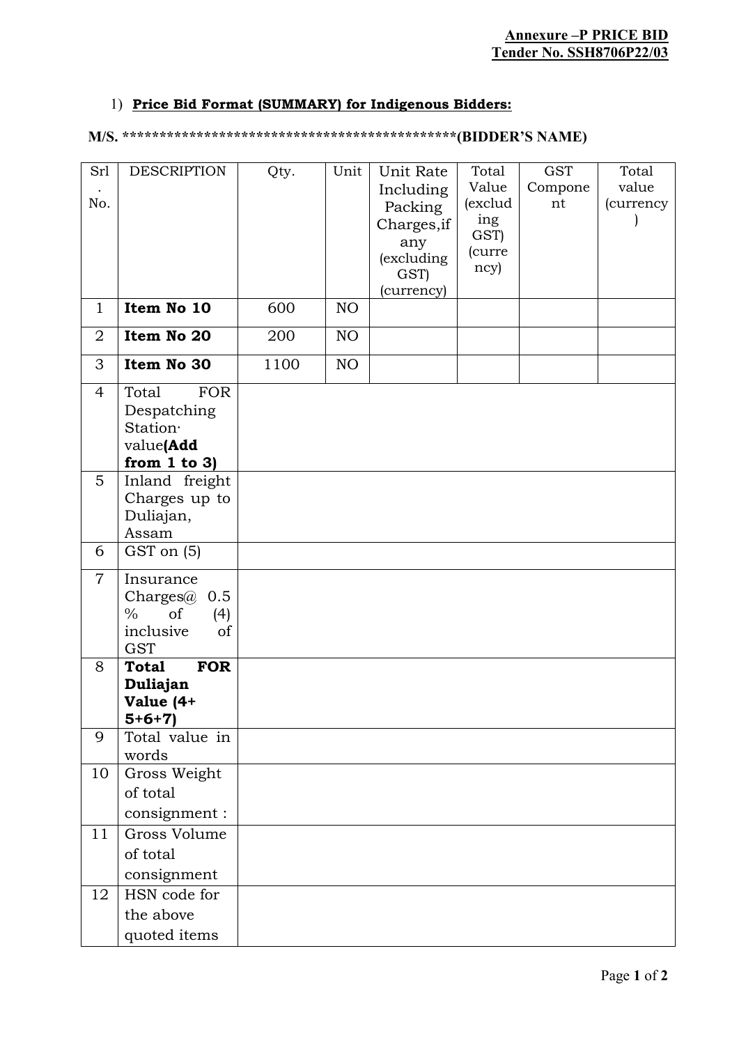**Annexure –P PRICE BID**
**Tender No. SSH8706P22/03**

1) **Price Bid Format (SUMMARY) for Indigenous Bidders:**

**M/S. \*\*\*\*\*\*\*\*\*\*\*\*\*\*\*\*\*\*\*\*\*\*\*\*\*\*\*\*\*\*\*\*\*\*\*\*\*\*\*\*\*\*\*\*\*(BIDDER'S NAME)**

| Srl. No. | DESCRIPTION | Qty. | Unit | Unit Rate Including Packing Charges,if any (excluding GST) (currency) | Total Value (excluding GST) (currency) | GST Component | Total value (currency) |
|---|---|---|---|---|---|---|---|
| 1 | **Item No 10** | 600 | NO | | | | |
| 2 | **Item No 20** | 200 | NO | | | | |
| 3 | **Item No 30** | 1100 | NO | | | | |
| 4 | Total FOR Despatching Station· value**(Add from 1 to 3)** | | | | | | |
| 5 | Inland freight Charges up to Duliajan, Assam | | | | | | |
| 6 | GST on (5) | | | | | | |
| 7 | Insurance Charges@ 0.5 % of (4) inclusive of GST | | | | | | |
| 8 | **Total FOR Duliajan Value (4+ 5+6+7)** | | | | | | |
| 9 | Total value in words | | | | | | |
| 10 | Gross Weight of total consignment : | | | | | | |
| 11 | Gross Volume of total consignment | | | | | | |
| 12 | HSN code for the above quoted items | | | | | | |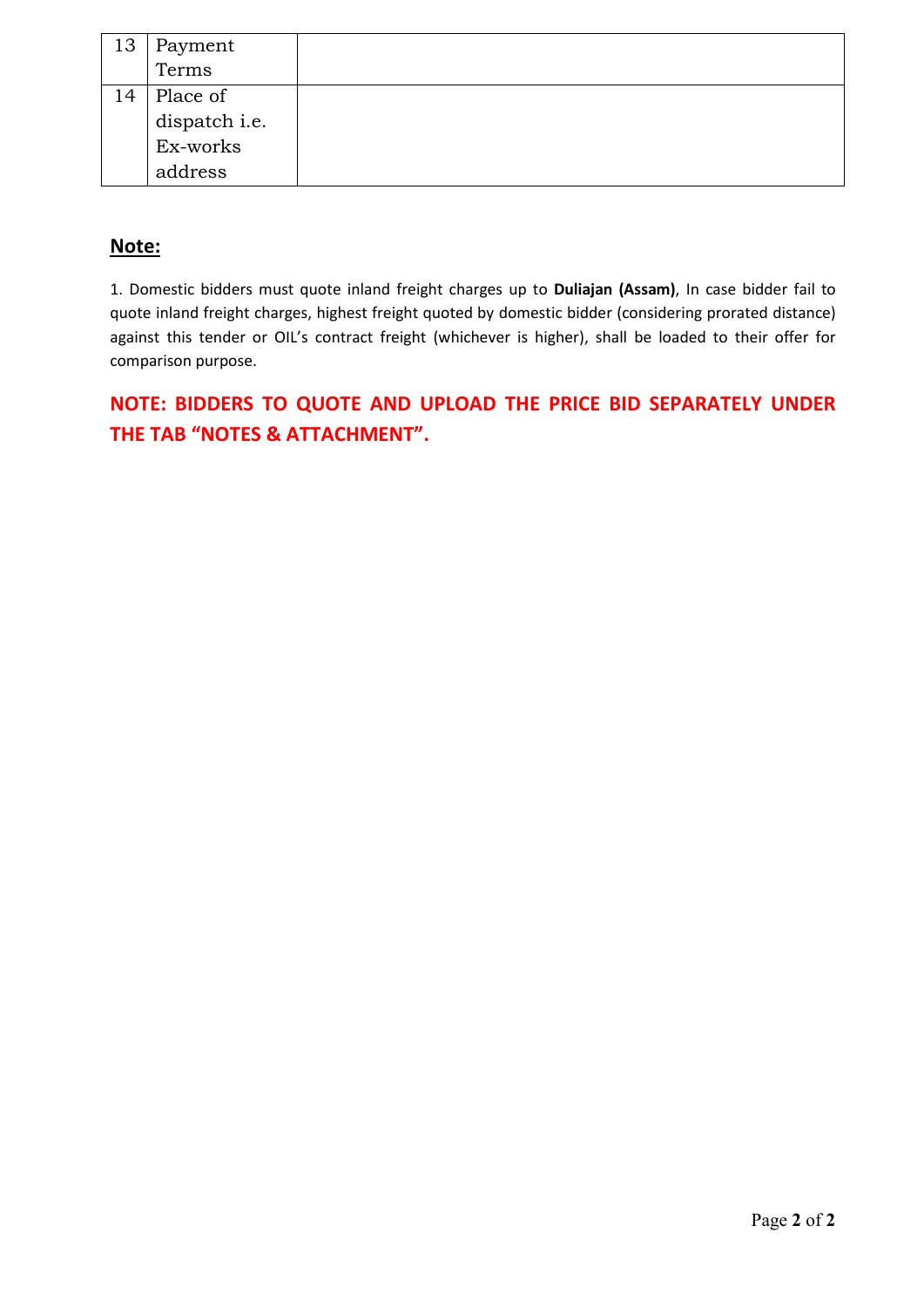| | | |
|---|---|---|
| 13 | Payment Terms | |
| 14 | Place of dispatch i.e. Ex-works address | |

## Note:

1. Domestic bidders must quote inland freight charges up to **Duliajan (Assam)**, In case bidder fail to quote inland freight charges, highest freight quoted by domestic bidder (considering prorated distance) against this tender or OIL's contract freight (whichever is higher), shall be loaded to their offer for comparison purpose.

**NOTE: BIDDERS TO QUOTE AND UPLOAD THE PRICE BID SEPARATELY UNDER THE TAB "NOTES & ATTACHMENT".**